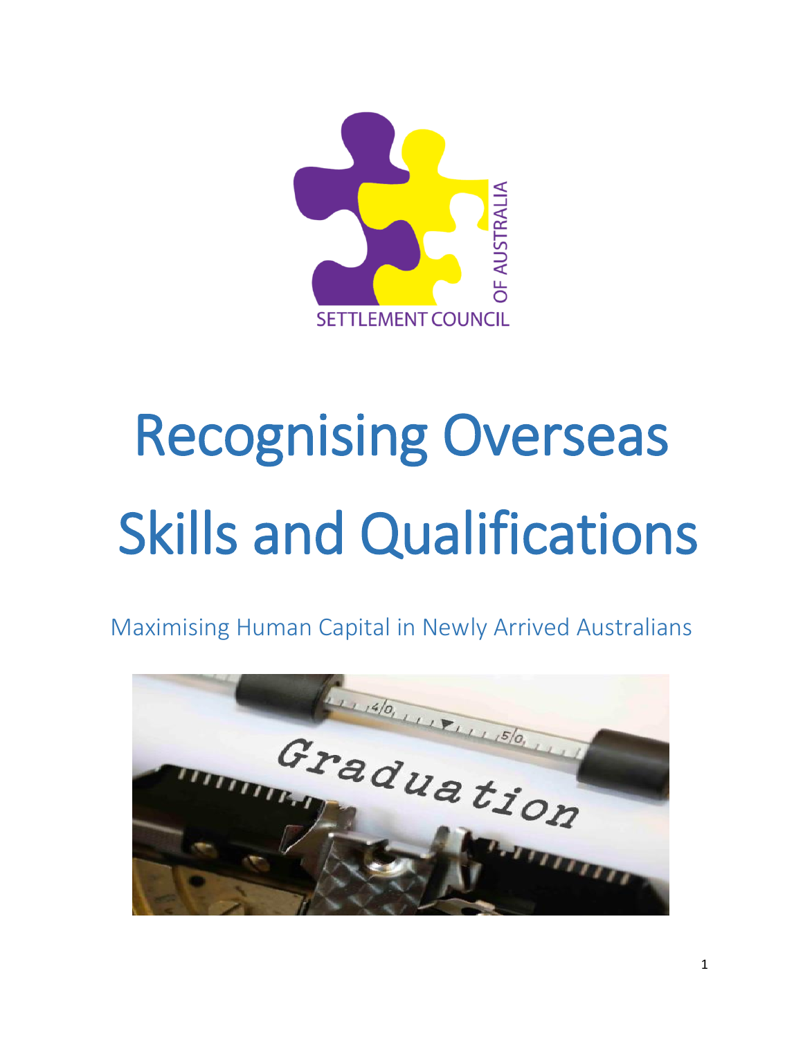SETTLEMENT COUNCIL OF AUSTRALIA

# Recognising Overseas Skills and Qualifications

## Maximising Human Capital in Newly Arrived Australians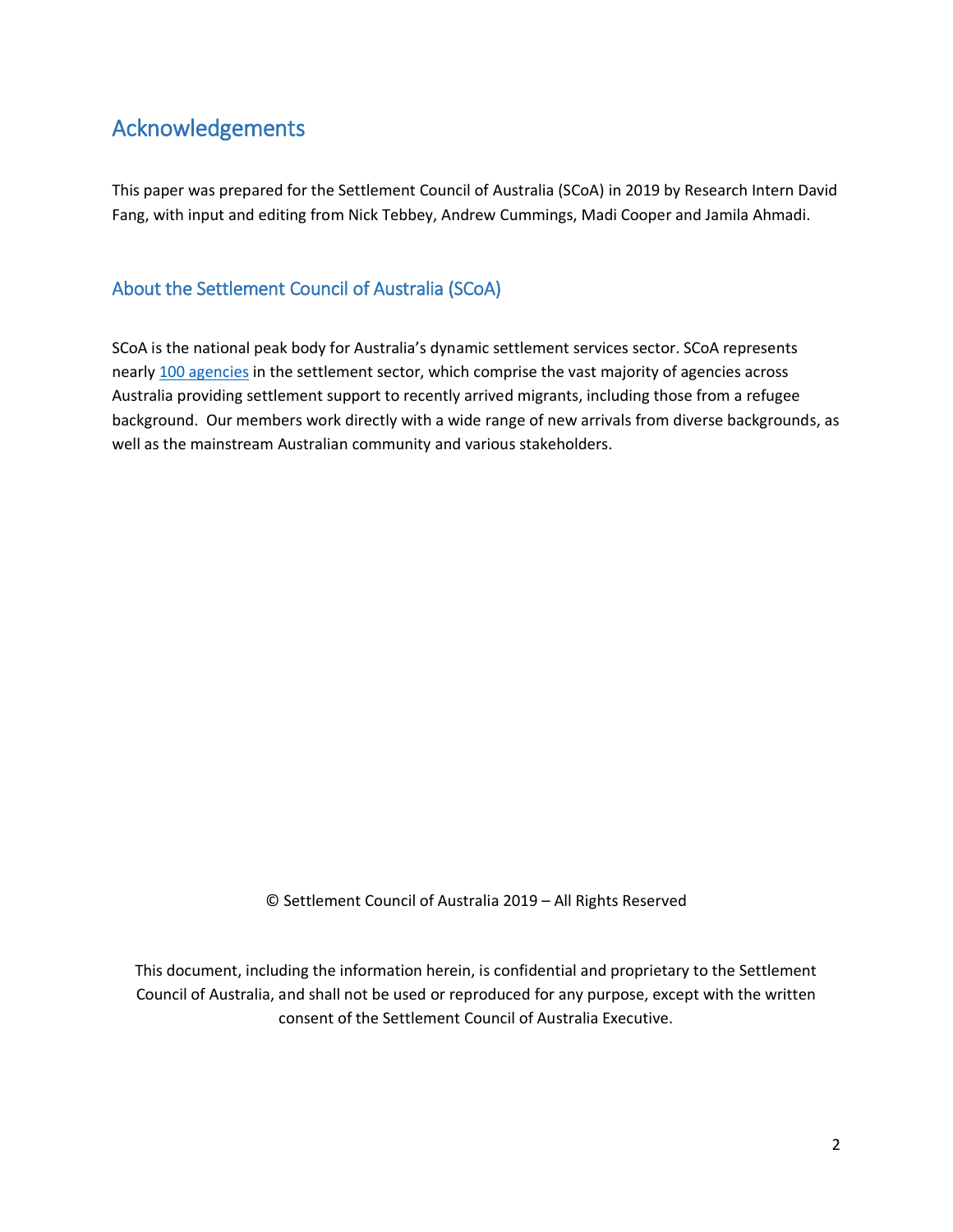# Acknowledgements

This paper was prepared for the Settlement Council of Australia (SCoA) in 2019 by Research Intern David Fang, with input and editing from Nick Tebbey, Andrew Cummings, Madi Cooper and Jamila Ahmadi.

## About the Settlement Council of Australia (SCoA)

SCoA is the national peak body for Australia's dynamic settlement services sector. SCoA represents nearly 100 agencies in the settlement sector, which comprise the vast majority of agencies across Australia providing settlement support to recently arrived migrants, including those from a refugee background. Our members work directly with a wide range of new arrivals from diverse backgrounds, as well as the mainstream Australian community and various stakeholders.

© Settlement Council of Australia 2019 – All Rights Reserved

This document, including the information herein, is confidential and proprietary to the Settlement Council of Australia, and shall not be used or reproduced for any purpose, except with the written consent of the Settlement Council of Australia Executive.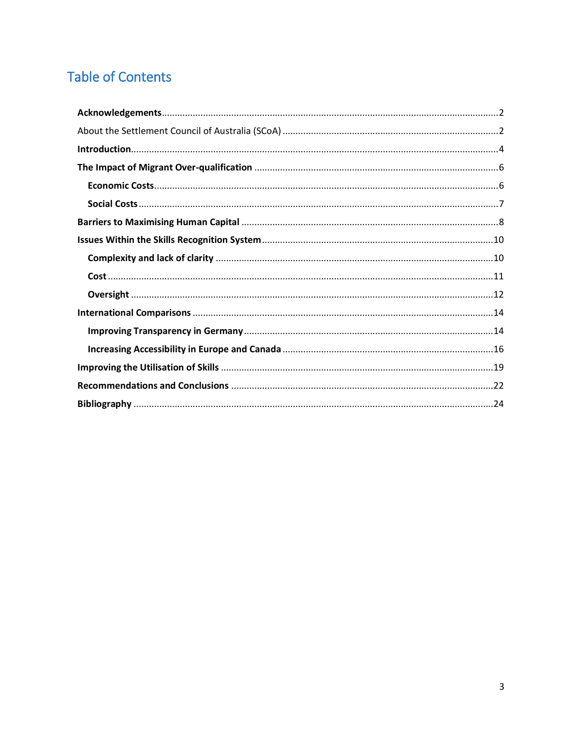# Table of Contents

**Acknowledgements** ........ 2

About the Settlement Council of Australia (SCoA) ........ 2

**Introduction** ........ 4

**The Impact of Migrant Over-qualification** ........ 6

- **Economic Costs** ........ 6
- **Social Costs** ........ 7

**Barriers to Maximising Human Capital** ........ 8

**Issues Within the Skills Recognition System** ........ 10

- **Complexity and lack of clarity** ........ 10
- **Cost** ........ 11
- **Oversight** ........ 12

**International Comparisons** ........ 14

- **Improving Transparency in Germany** ........ 14
- **Increasing Accessibility in Europe and Canada** ........ 16

**Improving the Utilisation of Skills** ........ 19

**Recommendations and Conclusions** ........ 22

**Bibliography** ........ 24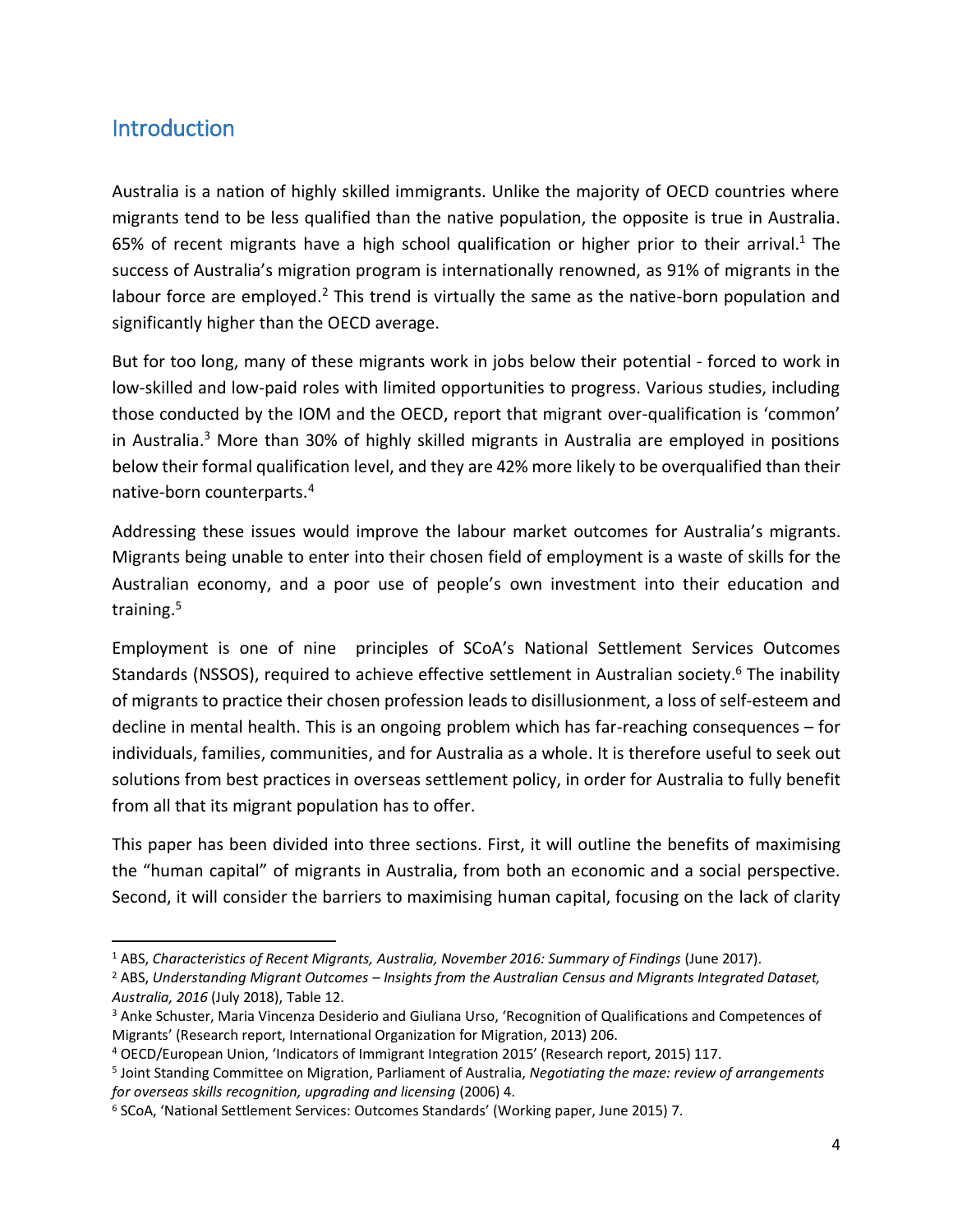## Introduction

Australia is a nation of highly skilled immigrants. Unlike the majority of OECD countries where migrants tend to be less qualified than the native population, the opposite is true in Australia. 65% of recent migrants have a high school qualification or higher prior to their arrival.[1] The success of Australia's migration program is internationally renowned, as 91% of migrants in the labour force are employed.[2] This trend is virtually the same as the native-born population and significantly higher than the OECD average.

But for too long, many of these migrants work in jobs below their potential - forced to work in low-skilled and low-paid roles with limited opportunities to progress. Various studies, including those conducted by the IOM and the OECD, report that migrant over-qualification is 'common' in Australia.[3] More than 30% of highly skilled migrants in Australia are employed in positions below their formal qualification level, and they are 42% more likely to be overqualified than their native-born counterparts.[4]

Addressing these issues would improve the labour market outcomes for Australia's migrants. Migrants being unable to enter into their chosen field of employment is a waste of skills for the Australian economy, and a poor use of people's own investment into their education and training.[5]

Employment is one of nine principles of SCoA's National Settlement Services Outcomes Standards (NSSOS), required to achieve effective settlement in Australian society.[6] The inability of migrants to practice their chosen profession leads to disillusionment, a loss of self-esteem and decline in mental health. This is an ongoing problem which has far-reaching consequences – for individuals, families, communities, and for Australia as a whole. It is therefore useful to seek out solutions from best practices in overseas settlement policy, in order for Australia to fully benefit from all that its migrant population has to offer.

This paper has been divided into three sections. First, it will outline the benefits of maximising the "human capital" of migrants in Australia, from both an economic and a social perspective. Second, it will consider the barriers to maximising human capital, focusing on the lack of clarity

---

[1] ABS, *Characteristics of Recent Migrants, Australia, November 2016: Summary of Findings* (June 2017).

[2] ABS, *Understanding Migrant Outcomes – Insights from the Australian Census and Migrants Integrated Dataset, Australia, 2016* (July 2018), Table 12.

[3] Anke Schuster, Maria Vincenza Desiderio and Giuliana Urso, 'Recognition of Qualifications and Competences of Migrants' (Research report, International Organization for Migration, 2013) 206.

[4] OECD/European Union, 'Indicators of Immigrant Integration 2015' (Research report, 2015) 117.

[5] Joint Standing Committee on Migration, Parliament of Australia, *Negotiating the maze: review of arrangements for overseas skills recognition, upgrading and licensing* (2006) 4.

[6] SCoA, 'National Settlement Services: Outcomes Standards' (Working paper, June 2015) 7.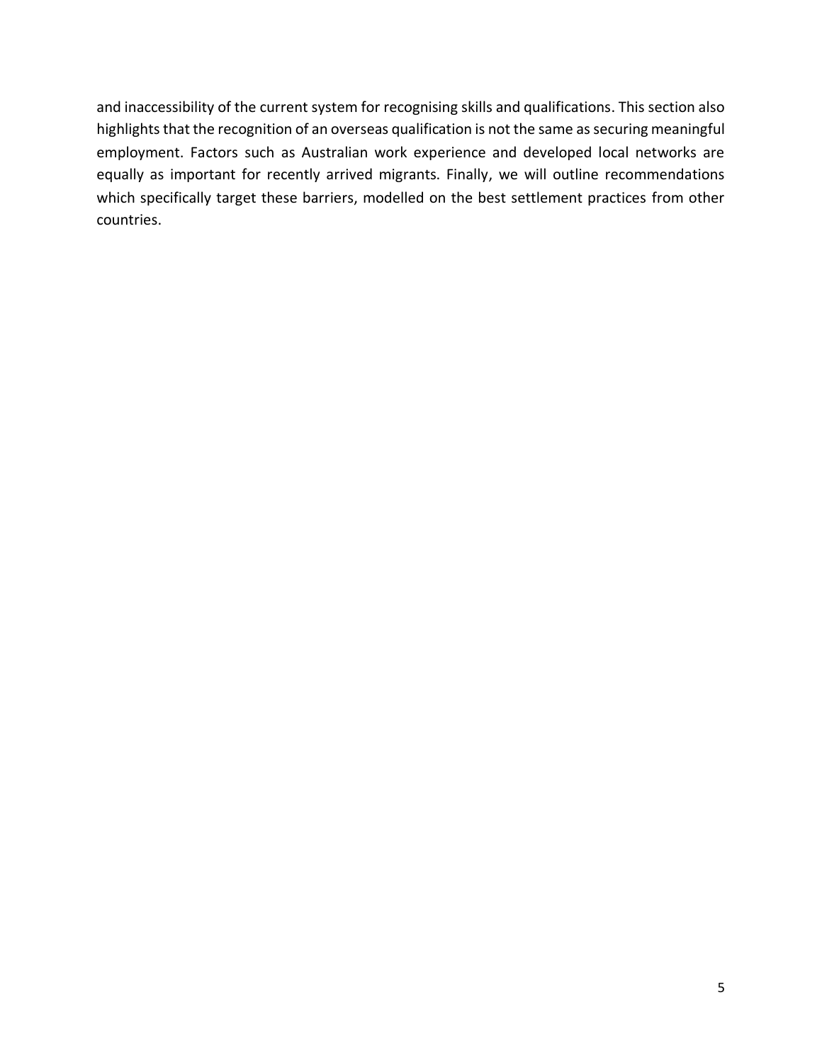and inaccessibility of the current system for recognising skills and qualifications. This section also highlights that the recognition of an overseas qualification is not the same as securing meaningful employment. Factors such as Australian work experience and developed local networks are equally as important for recently arrived migrants. Finally, we will outline recommendations which specifically target these barriers, modelled on the best settlement practices from other countries.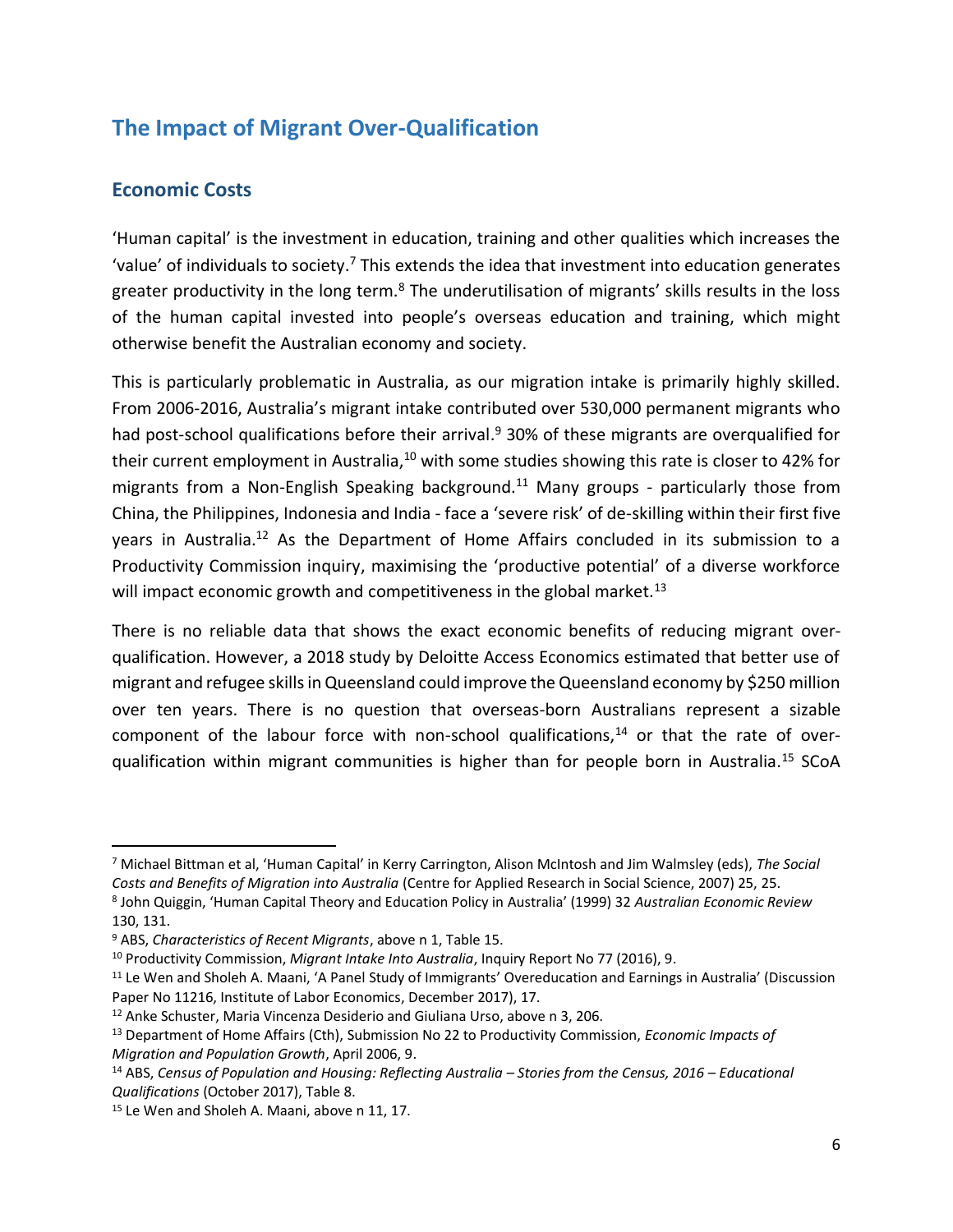## The Impact of Migrant Over-Qualification

### Economic Costs

'Human capital' is the investment in education, training and other qualities which increases the 'value' of individuals to society.[7] This extends the idea that investment into education generates greater productivity in the long term.[8] The underutilisation of migrants' skills results in the loss of the human capital invested into people's overseas education and training, which might otherwise benefit the Australian economy and society.

This is particularly problematic in Australia, as our migration intake is primarily highly skilled. From 2006-2016, Australia's migrant intake contributed over 530,000 permanent migrants who had post-school qualifications before their arrival.[9] 30% of these migrants are overqualified for their current employment in Australia,[10] with some studies showing this rate is closer to 42% for migrants from a Non-English Speaking background.[11] Many groups - particularly those from China, the Philippines, Indonesia and India - face a 'severe risk' of de-skilling within their first five years in Australia.[12] As the Department of Home Affairs concluded in its submission to a Productivity Commission inquiry, maximising the 'productive potential' of a diverse workforce will impact economic growth and competitiveness in the global market.[13]

There is no reliable data that shows the exact economic benefits of reducing migrant over-qualification. However, a 2018 study by Deloitte Access Economics estimated that better use of migrant and refugee skills in Queensland could improve the Queensland economy by $250 million over ten years. There is no question that overseas-born Australians represent a sizable component of the labour force with non-school qualifications,[14] or that the rate of over-qualification within migrant communities is higher than for people born in Australia.[15] SCoA

---

[7] Michael Bittman et al, 'Human Capital' in Kerry Carrington, Alison McIntosh and Jim Walmsley (eds), *The Social Costs and Benefits of Migration into Australia* (Centre for Applied Research in Social Science, 2007) 25, 25.

[8] John Quiggin, 'Human Capital Theory and Education Policy in Australia' (1999) 32 *Australian Economic Review* 130, 131.

[9] ABS, *Characteristics of Recent Migrants*, above n 1, Table 15.

[10] Productivity Commission, *Migrant Intake Into Australia*, Inquiry Report No 77 (2016), 9.

[11] Le Wen and Sholeh A. Maani, 'A Panel Study of Immigrants' Overeducation and Earnings in Australia' (Discussion Paper No 11216, Institute of Labor Economics, December 2017), 17.

[12] Anke Schuster, Maria Vincenza Desiderio and Giuliana Urso, above n 3, 206.

[13] Department of Home Affairs (Cth), Submission No 22 to Productivity Commission, *Economic Impacts of Migration and Population Growth*, April 2006, 9.

[14] ABS, *Census of Population and Housing: Reflecting Australia – Stories from the Census, 2016 – Educational Qualifications* (October 2017), Table 8.

[15] Le Wen and Sholeh A. Maani, above n 11, 17.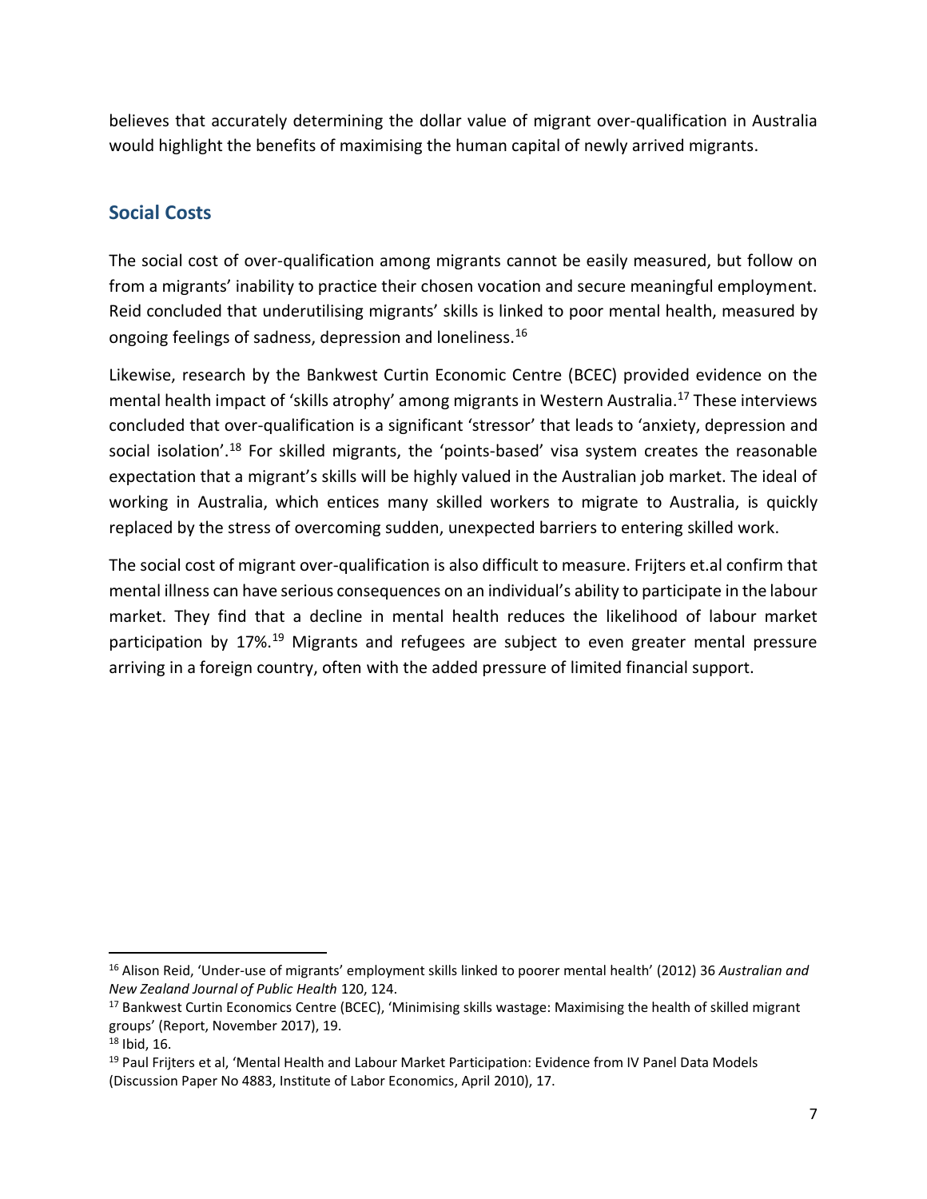believes that accurately determining the dollar value of migrant over-qualification in Australia would highlight the benefits of maximising the human capital of newly arrived migrants.

## Social Costs

The social cost of over-qualification among migrants cannot be easily measured, but follow on from a migrants' inability to practice their chosen vocation and secure meaningful employment. Reid concluded that underutilising migrants' skills is linked to poor mental health, measured by ongoing feelings of sadness, depression and loneliness.[16]

Likewise, research by the Bankwest Curtin Economic Centre (BCEC) provided evidence on the mental health impact of 'skills atrophy' among migrants in Western Australia.[17] These interviews concluded that over-qualification is a significant 'stressor' that leads to 'anxiety, depression and social isolation'.[18] For skilled migrants, the 'points-based' visa system creates the reasonable expectation that a migrant's skills will be highly valued in the Australian job market. The ideal of working in Australia, which entices many skilled workers to migrate to Australia, is quickly replaced by the stress of overcoming sudden, unexpected barriers to entering skilled work.

The social cost of migrant over-qualification is also difficult to measure. Frijters et.al confirm that mental illness can have serious consequences on an individual's ability to participate in the labour market. They find that a decline in mental health reduces the likelihood of labour market participation by 17%.[19] Migrants and refugees are subject to even greater mental pressure arriving in a foreign country, often with the added pressure of limited financial support.

---

[16] Alison Reid, 'Under-use of migrants' employment skills linked to poorer mental health' (2012) 36 *Australian and New Zealand Journal of Public Health* 120, 124.

[17] Bankwest Curtin Economics Centre (BCEC), 'Minimising skills wastage: Maximising the health of skilled migrant groups' (Report, November 2017), 19.

[18] Ibid, 16.

[19] Paul Frijters et al, 'Mental Health and Labour Market Participation: Evidence from IV Panel Data Models (Discussion Paper No 4883, Institute of Labor Economics, April 2010), 17.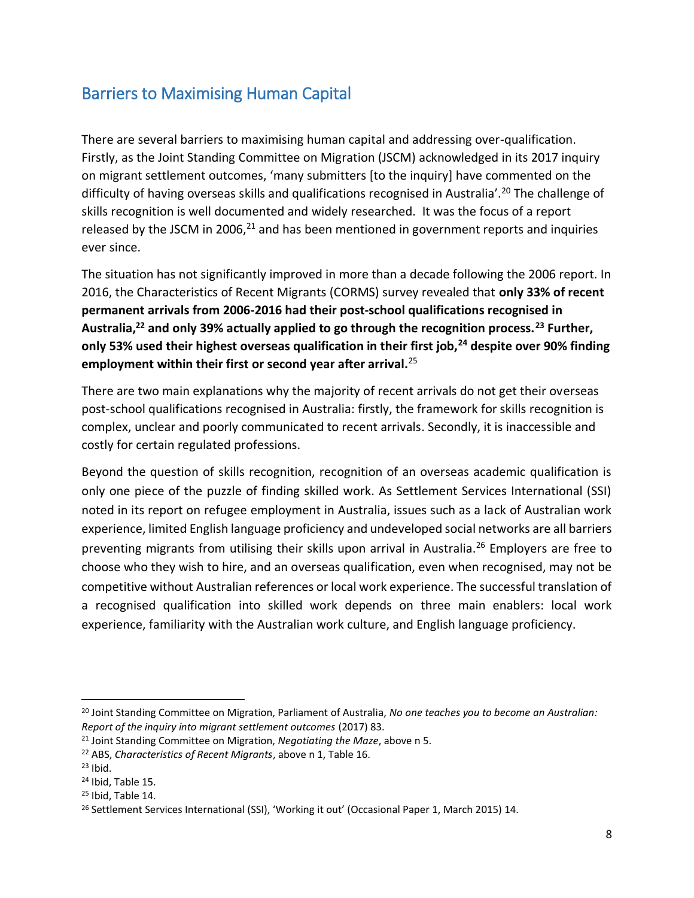## Barriers to Maximising Human Capital

There are several barriers to maximising human capital and addressing over-qualification. Firstly, as the Joint Standing Committee on Migration (JSCM) acknowledged in its 2017 inquiry on migrant settlement outcomes, 'many submitters [to the inquiry] have commented on the difficulty of having overseas skills and qualifications recognised in Australia'.[20] The challenge of skills recognition is well documented and widely researched. It was the focus of a report released by the JSCM in 2006,[21] and has been mentioned in government reports and inquiries ever since.

The situation has not significantly improved in more than a decade following the 2006 report. In 2016, the Characteristics of Recent Migrants (CORMS) survey revealed that **only 33% of recent permanent arrivals from 2006-2016 had their post-school qualifications recognised in Australia,[22] and only 39% actually applied to go through the recognition process.[23] Further, only 53% used their highest overseas qualification in their first job,[24] despite over 90% finding employment within their first or second year after arrival.**[25]

There are two main explanations why the majority of recent arrivals do not get their overseas post-school qualifications recognised in Australia: firstly, the framework for skills recognition is complex, unclear and poorly communicated to recent arrivals. Secondly, it is inaccessible and costly for certain regulated professions.

Beyond the question of skills recognition, recognition of an overseas academic qualification is only one piece of the puzzle of finding skilled work. As Settlement Services International (SSI) noted in its report on refugee employment in Australia, issues such as a lack of Australian work experience, limited English language proficiency and undeveloped social networks are all barriers preventing migrants from utilising their skills upon arrival in Australia.[26] Employers are free to choose who they wish to hire, and an overseas qualification, even when recognised, may not be competitive without Australian references or local work experience. The successful translation of a recognised qualification into skilled work depends on three main enablers: local work experience, familiarity with the Australian work culture, and English language proficiency.

---

[20] Joint Standing Committee on Migration, Parliament of Australia, *No one teaches you to become an Australian: Report of the inquiry into migrant settlement outcomes* (2017) 83.

[21] Joint Standing Committee on Migration, *Negotiating the Maze*, above n 5.

[22] ABS, *Characteristics of Recent Migrants*, above n 1, Table 16.

[23] Ibid.

[24] Ibid, Table 15.

[25] Ibid, Table 14.

[26] Settlement Services International (SSI), 'Working it out' (Occasional Paper 1, March 2015) 14.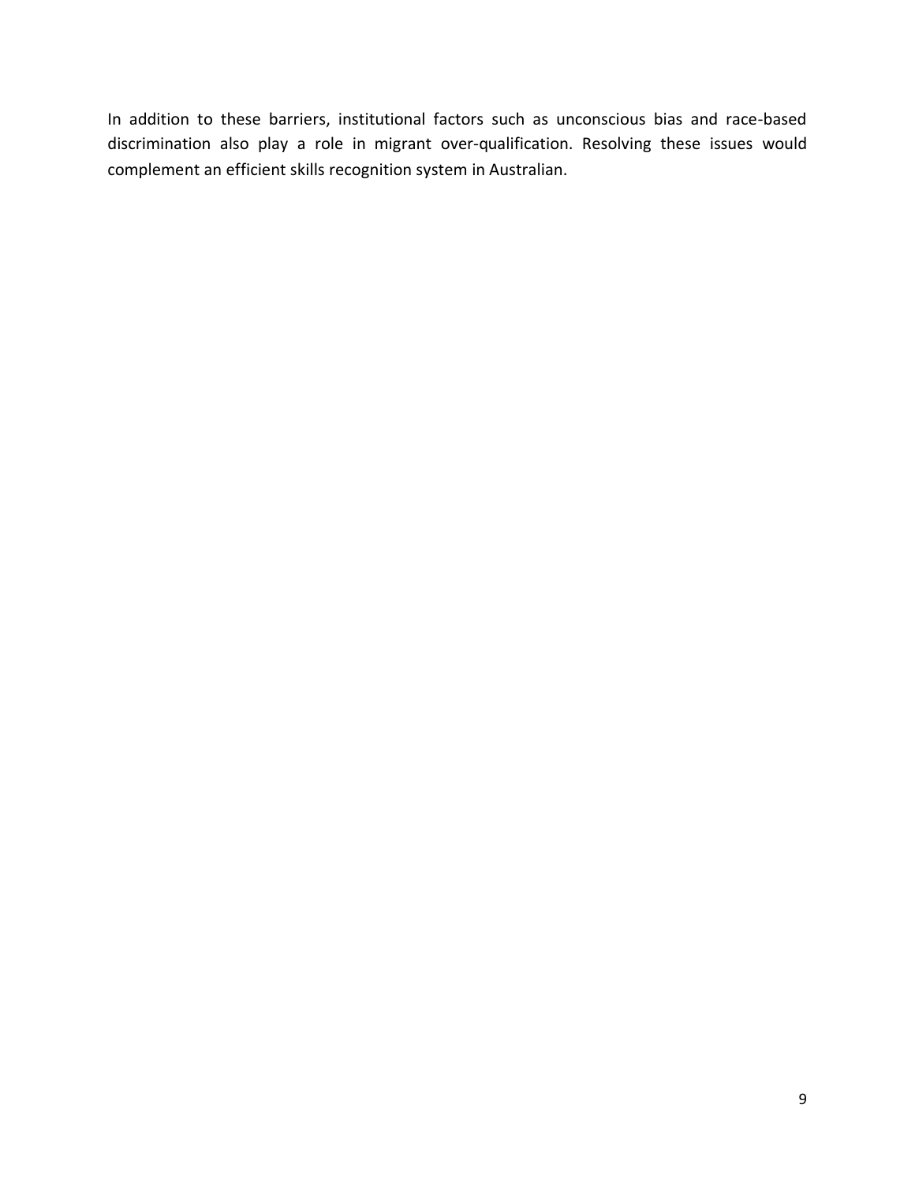In addition to these barriers, institutional factors such as unconscious bias and race-based discrimination also play a role in migrant over-qualification. Resolving these issues would complement an efficient skills recognition system in Australian.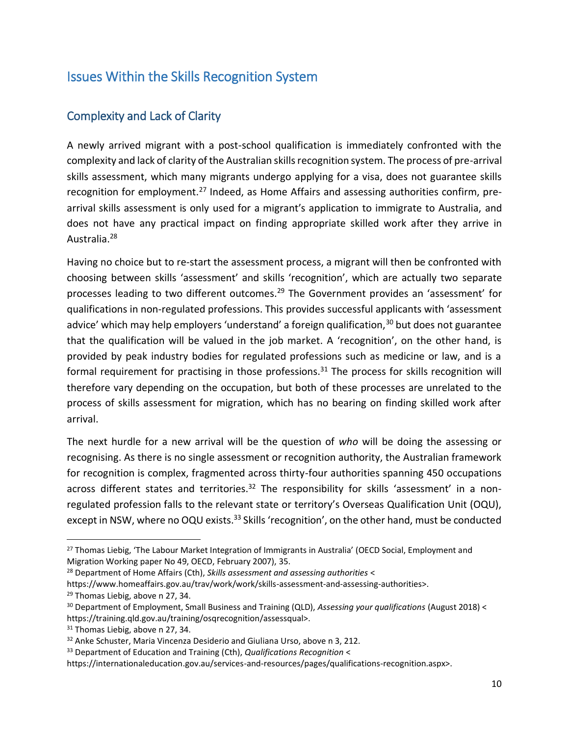## Issues Within the Skills Recognition System

### Complexity and Lack of Clarity

A newly arrived migrant with a post-school qualification is immediately confronted with the complexity and lack of clarity of the Australian skills recognition system. The process of pre-arrival skills assessment, which many migrants undergo applying for a visa, does not guarantee skills recognition for employment.[27] Indeed, as Home Affairs and assessing authorities confirm, pre-arrival skills assessment is only used for a migrant's application to immigrate to Australia, and does not have any practical impact on finding appropriate skilled work after they arrive in Australia.[28]

Having no choice but to re-start the assessment process, a migrant will then be confronted with choosing between skills 'assessment' and skills 'recognition', which are actually two separate processes leading to two different outcomes.[29] The Government provides an 'assessment' for qualifications in non-regulated professions. This provides successful applicants with 'assessment advice' which may help employers 'understand' a foreign qualification,[30] but does not guarantee that the qualification will be valued in the job market. A 'recognition', on the other hand, is provided by peak industry bodies for regulated professions such as medicine or law, and is a formal requirement for practising in those professions.[31] The process for skills recognition will therefore vary depending on the occupation, but both of these processes are unrelated to the process of skills assessment for migration, which has no bearing on finding skilled work after arrival.

The next hurdle for a new arrival will be the question of *who* will be doing the assessing or recognising. As there is no single assessment or recognition authority, the Australian framework for recognition is complex, fragmented across thirty-four authorities spanning 450 occupations across different states and territories.[32] The responsibility for skills 'assessment' in a non-regulated profession falls to the relevant state or territory's Overseas Qualification Unit (OQU), except in NSW, where no OQU exists.[33] Skills 'recognition', on the other hand, must be conducted

---

[27] Thomas Liebig, 'The Labour Market Integration of Immigrants in Australia' (OECD Social, Employment and Migration Working paper No 49, OECD, February 2007), 35.

[28] Department of Home Affairs (Cth), *Skills assessment and assessing authorities* <https://www.homeaffairs.gov.au/trav/work/work/skills-assessment-and-assessing-authorities>.

[29] Thomas Liebig, above n 27, 34.

[30] Department of Employment, Small Business and Training (QLD), *Assessing your qualifications* (August 2018) < https://training.qld.gov.au/training/osqrecognition/assessqual>.

[31] Thomas Liebig, above n 27, 34.

[32] Anke Schuster, Maria Vincenza Desiderio and Giuliana Urso, above n 3, 212.

[33] Department of Education and Training (Cth), *Qualifications Recognition* <https://internationaleducation.gov.au/services-and-resources/pages/qualifications-recognition.aspx>.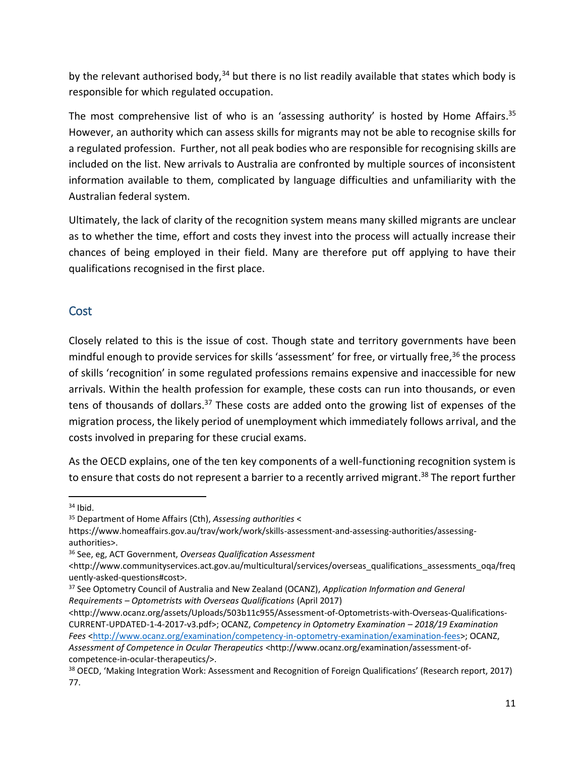by the relevant authorised body,[34] but there is no list readily available that states which body is responsible for which regulated occupation.

The most comprehensive list of who is an 'assessing authority' is hosted by Home Affairs.[35] However, an authority which can assess skills for migrants may not be able to recognise skills for a regulated profession. Further, not all peak bodies who are responsible for recognising skills are included on the list. New arrivals to Australia are confronted by multiple sources of inconsistent information available to them, complicated by language difficulties and unfamiliarity with the Australian federal system.

Ultimately, the lack of clarity of the recognition system means many skilled migrants are unclear as to whether the time, effort and costs they invest into the process will actually increase their chances of being employed in their field. Many are therefore put off applying to have their qualifications recognised in the first place.

## Cost

Closely related to this is the issue of cost. Though state and territory governments have been mindful enough to provide services for skills 'assessment' for free, or virtually free,[36] the process of skills 'recognition' in some regulated professions remains expensive and inaccessible for new arrivals. Within the health profession for example, these costs can run into thousands, or even tens of thousands of dollars.[37] These costs are added onto the growing list of expenses of the migration process, the likely period of unemployment which immediately follows arrival, and the costs involved in preparing for these crucial exams.

As the OECD explains, one of the ten key components of a well-functioning recognition system is to ensure that costs do not represent a barrier to a recently arrived migrant.[38] The report further

---

[34] Ibid.

[35] Department of Home Affairs (Cth), *Assessing authorities* <https://www.homeaffairs.gov.au/trav/work/work/skills-assessment-and-assessing-authorities/assessing-authorities>.

[36] See, eg, ACT Government, *Overseas Qualification Assessment* <http://www.communityservices.act.gov.au/multicultural/services/overseas_qualifications_assessments_oqa/frequently-asked-questions#cost>.

[37] See Optometry Council of Australia and New Zealand (OCANZ), *Application Information and General Requirements – Optometrists with Overseas Qualifications* (April 2017) <http://www.ocanz.org/assets/Uploads/503b11c955/Assessment-of-Optometrists-with-Overseas-Qualifications-CURRENT-UPDATED-1-4-2017-v3.pdf>; OCANZ, *Competency in Optometry Examination – 2018/19 Examination Fees* <http://www.ocanz.org/examination/competency-in-optometry-examination/examination-fees>; OCANZ, *Assessment of Competence in Ocular Therapeutics* <http://www.ocanz.org/examination/assessment-of-competence-in-ocular-therapeutics/>.

[38] OECD, 'Making Integration Work: Assessment and Recognition of Foreign Qualifications' (Research report, 2017) 77.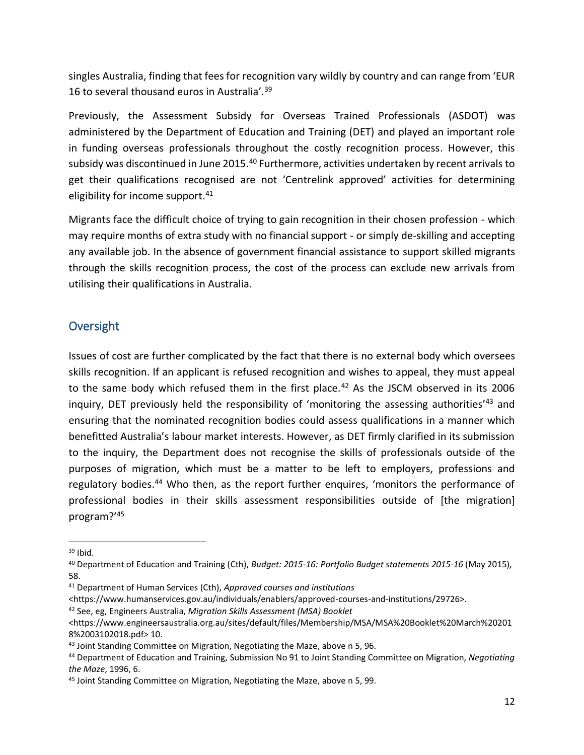singles Australia, finding that fees for recognition vary wildly by country and can range from 'EUR 16 to several thousand euros in Australia'.[39]

Previously, the Assessment Subsidy for Overseas Trained Professionals (ASDOT) was administered by the Department of Education and Training (DET) and played an important role in funding overseas professionals throughout the costly recognition process. However, this subsidy was discontinued in June 2015.[40] Furthermore, activities undertaken by recent arrivals to get their qualifications recognised are not 'Centrelink approved' activities for determining eligibility for income support.[41]

Migrants face the difficult choice of trying to gain recognition in their chosen profession - which may require months of extra study with no financial support - or simply de-skilling and accepting any available job. In the absence of government financial assistance to support skilled migrants through the skills recognition process, the cost of the process can exclude new arrivals from utilising their qualifications in Australia.

## Oversight

Issues of cost are further complicated by the fact that there is no external body which oversees skills recognition. If an applicant is refused recognition and wishes to appeal, they must appeal to the same body which refused them in the first place.[42] As the JSCM observed in its 2006 inquiry, DET previously held the responsibility of 'monitoring the assessing authorities'[43] and ensuring that the nominated recognition bodies could assess qualifications in a manner which benefitted Australia's labour market interests. However, as DET firmly clarified in its submission to the inquiry, the Department does not recognise the skills of professionals outside of the purposes of migration, which must be a matter to be left to employers, professions and regulatory bodies.[44] Who then, as the report further enquires, 'monitors the performance of professional bodies in their skills assessment responsibilities outside of [the migration] program?'[45]

---

[39] Ibid.

[40] Department of Education and Training (Cth), *Budget: 2015-16: Portfolio Budget statements 2015-16* (May 2015), 58.

[41] Department of Human Services (Cth), *Approved courses and institutions* <https://www.humanservices.gov.au/individuals/enablers/approved-courses-and-institutions/29726>.

[42] See, eg, Engineers Australia, *Migration Skills Assessment (MSA) Booklet* <https://www.engineersaustralia.org.au/sites/default/files/Membership/MSA/MSA%20Booklet%20March%202018%2003102018.pdf> 10.

[43] Joint Standing Committee on Migration, Negotiating the Maze, above n 5, 96.

[44] Department of Education and Training, Submission No 91 to Joint Standing Committee on Migration, *Negotiating the Maze*, 1996, 6.

[45] Joint Standing Committee on Migration, Negotiating the Maze, above n 5, 99.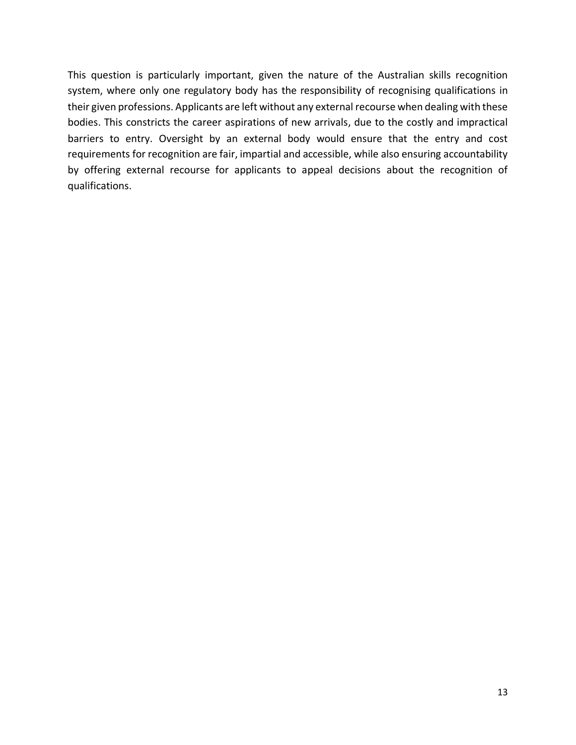This question is particularly important, given the nature of the Australian skills recognition system, where only one regulatory body has the responsibility of recognising qualifications in their given professions. Applicants are left without any external recourse when dealing with these bodies. This constricts the career aspirations of new arrivals, due to the costly and impractical barriers to entry. Oversight by an external body would ensure that the entry and cost requirements for recognition are fair, impartial and accessible, while also ensuring accountability by offering external recourse for applicants to appeal decisions about the recognition of qualifications.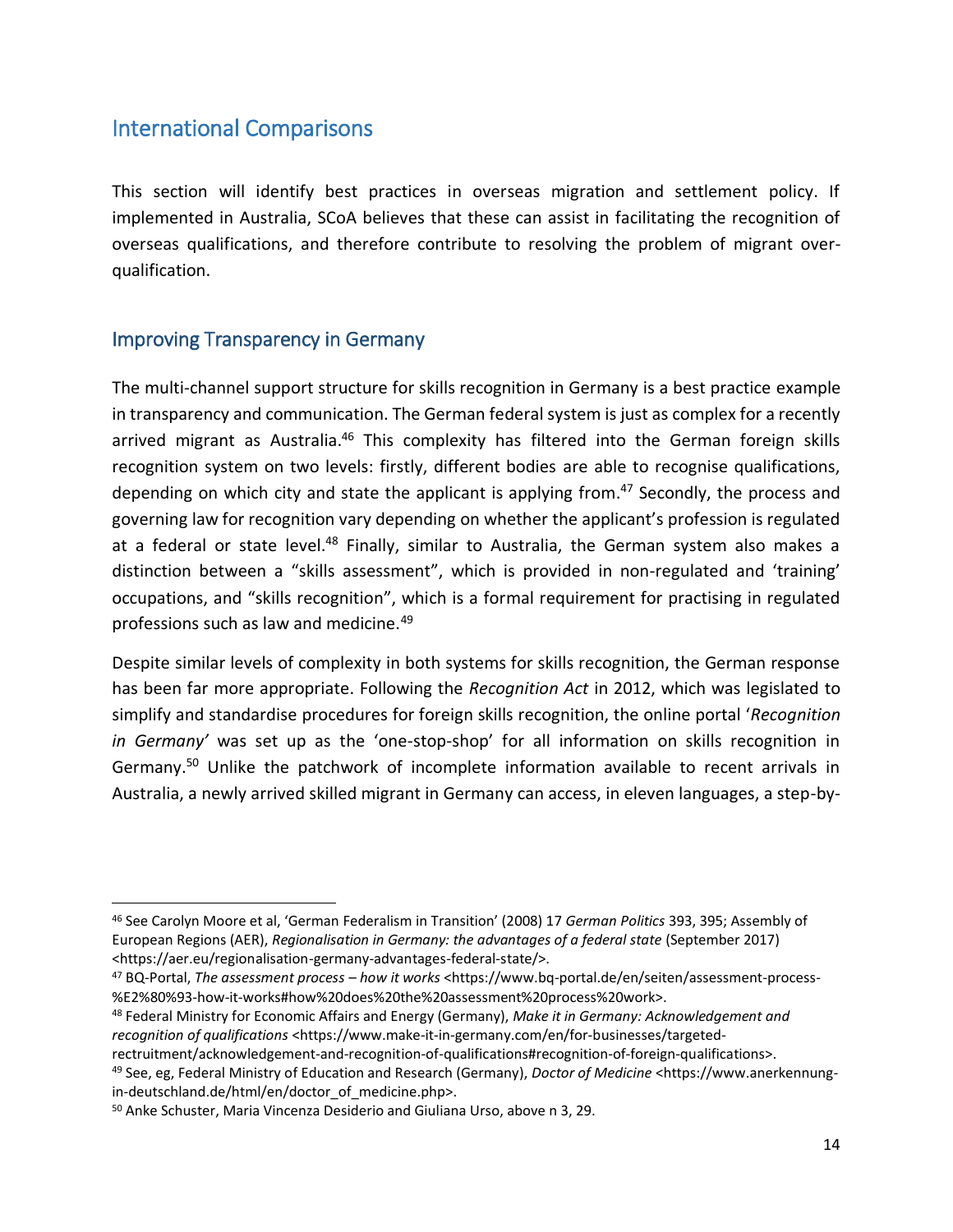## International Comparisons

This section will identify best practices in overseas migration and settlement policy. If implemented in Australia, SCoA believes that these can assist in facilitating the recognition of overseas qualifications, and therefore contribute to resolving the problem of migrant over-qualification.

### Improving Transparency in Germany

The multi-channel support structure for skills recognition in Germany is a best practice example in transparency and communication. The German federal system is just as complex for a recently arrived migrant as Australia.[46] This complexity has filtered into the German foreign skills recognition system on two levels: firstly, different bodies are able to recognise qualifications, depending on which city and state the applicant is applying from.[47] Secondly, the process and governing law for recognition vary depending on whether the applicant's profession is regulated at a federal or state level.[48] Finally, similar to Australia, the German system also makes a distinction between a "skills assessment", which is provided in non-regulated and 'training' occupations, and "skills recognition", which is a formal requirement for practising in regulated professions such as law and medicine.[49]

Despite similar levels of complexity in both systems for skills recognition, the German response has been far more appropriate. Following the *Recognition Act* in 2012, which was legislated to simplify and standardise procedures for foreign skills recognition, the online portal '*Recognition in Germany'* was set up as the 'one-stop-shop' for all information on skills recognition in Germany.[50] Unlike the patchwork of incomplete information available to recent arrivals in Australia, a newly arrived skilled migrant in Germany can access, in eleven languages, a step-by-

---

[46] See Carolyn Moore et al, 'German Federalism in Transition' (2008) 17 *German Politics* 393, 395; Assembly of European Regions (AER), *Regionalisation in Germany: the advantages of a federal state* (September 2017) <https://aer.eu/regionalisation-germany-advantages-federal-state/>.

[47] BQ-Portal, *The assessment process – how it works* <https://www.bq-portal.de/en/seiten/assessment-process-%E2%80%93-how-it-works#how%20does%20the%20assessment%20process%20work>.

[48] Federal Ministry for Economic Affairs and Energy (Germany), *Make it in Germany: Acknowledgement and recognition of qualifications* <https://www.make-it-in-germany.com/en/for-businesses/targeted-rectruitment/acknowledgement-and-recognition-of-qualifications#recognition-of-foreign-qualifications>.

[49] See, eg, Federal Ministry of Education and Research (Germany), *Doctor of Medicine* <https://www.anerkennung-in-deutschland.de/html/en/doctor_of_medicine.php>.

[50] Anke Schuster, Maria Vincenza Desiderio and Giuliana Urso, above n 3, 29.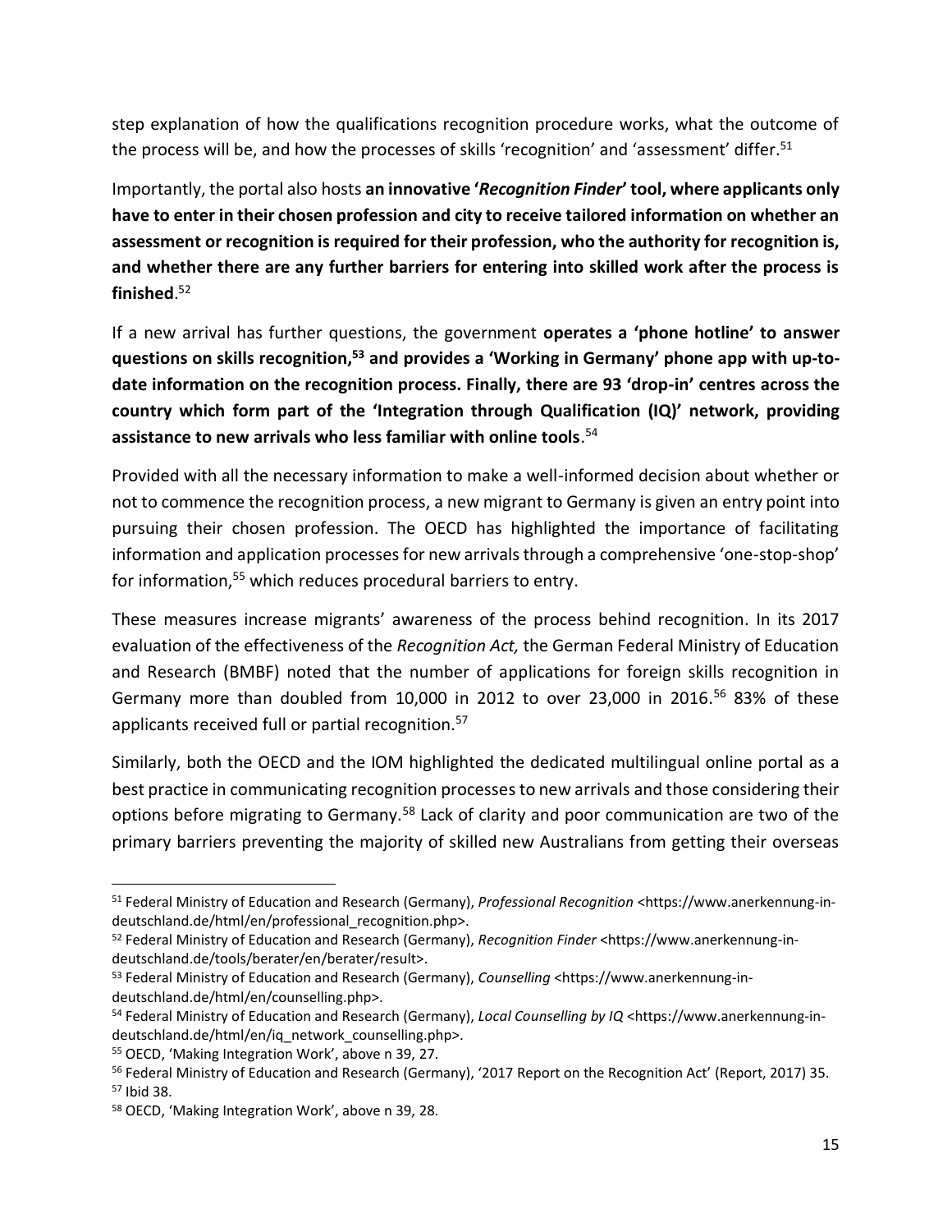step explanation of how the qualifications recognition procedure works, what the outcome of the process will be, and how the processes of skills 'recognition' and 'assessment' differ.[51]

Importantly, the portal also hosts **an innovative '*Recognition Finder*' tool, where applicants only have to enter in their chosen profession and city to receive tailored information on whether an assessment or recognition is required for their profession, who the authority for recognition is, and whether there are any further barriers for entering into skilled work after the process is finished**.[52]

If a new arrival has further questions, the government **operates a 'phone hotline' to answer questions on skills recognition,[53] and provides a 'Working in Germany' phone app with up-to-date information on the recognition process. Finally, there are 93 'drop-in' centres across the country which form part of the 'Integration through Qualification (IQ)' network, providing assistance to new arrivals who less familiar with online tools**.[54]

Provided with all the necessary information to make a well-informed decision about whether or not to commence the recognition process, a new migrant to Germany is given an entry point into pursuing their chosen profession. The OECD has highlighted the importance of facilitating information and application processes for new arrivals through a comprehensive 'one-stop-shop' for information,[55] which reduces procedural barriers to entry.

These measures increase migrants' awareness of the process behind recognition. In its 2017 evaluation of the effectiveness of the *Recognition Act,* the German Federal Ministry of Education and Research (BMBF) noted that the number of applications for foreign skills recognition in Germany more than doubled from 10,000 in 2012 to over 23,000 in 2016.[56] 83% of these applicants received full or partial recognition.[57]

Similarly, both the OECD and the IOM highlighted the dedicated multilingual online portal as a best practice in communicating recognition processes to new arrivals and those considering their options before migrating to Germany.[58] Lack of clarity and poor communication are two of the primary barriers preventing the majority of skilled new Australians from getting their overseas

---

[51] Federal Ministry of Education and Research (Germany), *Professional Recognition* <https://www.anerkennung-in-deutschland.de/html/en/professional_recognition.php>.

[52] Federal Ministry of Education and Research (Germany), *Recognition Finder* <https://www.anerkennung-in-deutschland.de/tools/berater/en/berater/result>.

[53] Federal Ministry of Education and Research (Germany), *Counselling* <https://www.anerkennung-in-deutschland.de/html/en/counselling.php>.

[54] Federal Ministry of Education and Research (Germany), *Local Counselling by IQ* <https://www.anerkennung-in-deutschland.de/html/en/iq_network_counselling.php>.

[55] OECD, 'Making Integration Work', above n 39, 27.

[56] Federal Ministry of Education and Research (Germany), '2017 Report on the Recognition Act' (Report, 2017) 35.

[57] Ibid 38.

[58] OECD, 'Making Integration Work', above n 39, 28.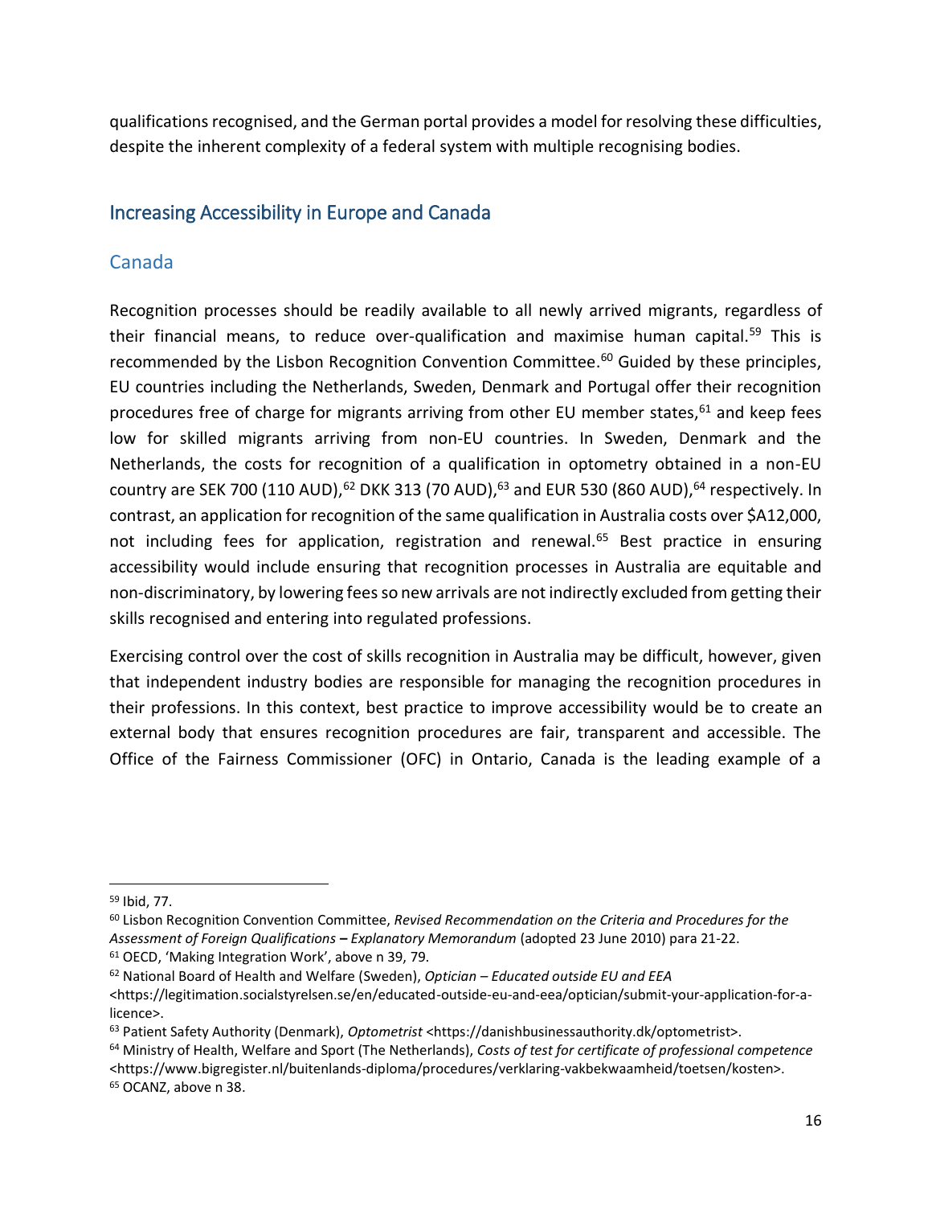qualifications recognised, and the German portal provides a model for resolving these difficulties, despite the inherent complexity of a federal system with multiple recognising bodies.

## Increasing Accessibility in Europe and Canada

### Canada

Recognition processes should be readily available to all newly arrived migrants, regardless of their financial means, to reduce over-qualification and maximise human capital.[59] This is recommended by the Lisbon Recognition Convention Committee.[60] Guided by these principles, EU countries including the Netherlands, Sweden, Denmark and Portugal offer their recognition procedures free of charge for migrants arriving from other EU member states,[61] and keep fees low for skilled migrants arriving from non-EU countries. In Sweden, Denmark and the Netherlands, the costs for recognition of a qualification in optometry obtained in a non-EU country are SEK 700 (110 AUD),[62] DKK 313 (70 AUD),[63] and EUR 530 (860 AUD),[64] respectively. In contrast, an application for recognition of the same qualification in Australia costs over $A12,000, not including fees for application, registration and renewal.[65] Best practice in ensuring accessibility would include ensuring that recognition processes in Australia are equitable and non-discriminatory, by lowering fees so new arrivals are not indirectly excluded from getting their skills recognised and entering into regulated professions.

Exercising control over the cost of skills recognition in Australia may be difficult, however, given that independent industry bodies are responsible for managing the recognition procedures in their professions. In this context, best practice to improve accessibility would be to create an external body that ensures recognition procedures are fair, transparent and accessible. The Office of the Fairness Commissioner (OFC) in Ontario, Canada is the leading example of a

---

[59] Ibid, 77.

[60] Lisbon Recognition Convention Committee, *Revised Recommendation on the Criteria and Procedures for the Assessment of Foreign Qualifications* **–** *Explanatory Memorandum* (adopted 23 June 2010) para 21-22.

[61] OECD, 'Making Integration Work', above n 39, 79.

[62] National Board of Health and Welfare (Sweden), *Optician – Educated outside EU and EEA* <https://legitimation.socialstyrelsen.se/en/educated-outside-eu-and-eea/optician/submit-your-application-for-a-licence>.

[63] Patient Safety Authority (Denmark), *Optometrist* <https://danishbusinessauthority.dk/optometrist>.

[64] Ministry of Health, Welfare and Sport (The Netherlands), *Costs of test for certificate of professional competence* <https://www.bigregister.nl/buitenlands-diploma/procedures/verklaring-vakbekwaamheid/toetsen/kosten>.

[65] OCANZ, above n 38.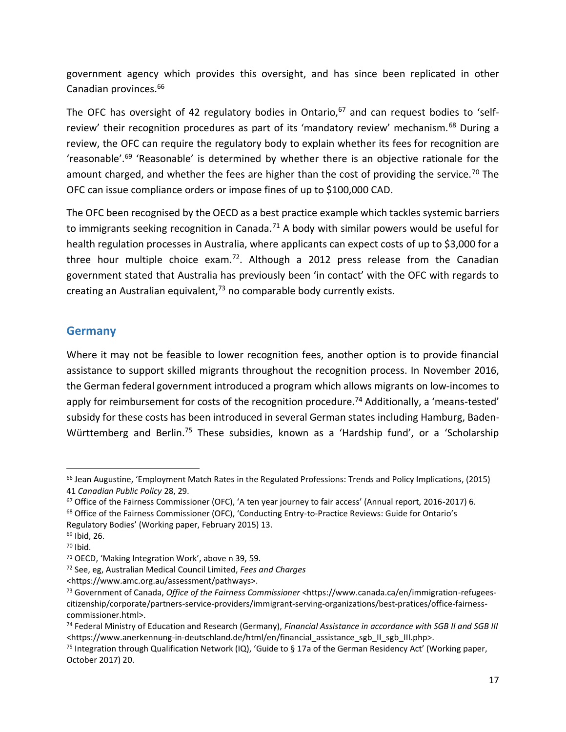government agency which provides this oversight, and has since been replicated in other Canadian provinces.[66]

The OFC has oversight of 42 regulatory bodies in Ontario,[67] and can request bodies to 'self-review' their recognition procedures as part of its 'mandatory review' mechanism.[68] During a review, the OFC can require the regulatory body to explain whether its fees for recognition are 'reasonable'.[69] 'Reasonable' is determined by whether there is an objective rationale for the amount charged, and whether the fees are higher than the cost of providing the service.[70] The OFC can issue compliance orders or impose fines of up to $100,000 CAD.

The OFC been recognised by the OECD as a best practice example which tackles systemic barriers to immigrants seeking recognition in Canada.[71] A body with similar powers would be useful for health regulation processes in Australia, where applicants can expect costs of up to $3,000 for a three hour multiple choice exam.[72]. Although a 2012 press release from the Canadian government stated that Australia has previously been 'in contact' with the OFC with regards to creating an Australian equivalent,[73] no comparable body currently exists.

## Germany

Where it may not be feasible to lower recognition fees, another option is to provide financial assistance to support skilled migrants throughout the recognition process. In November 2016, the German federal government introduced a program which allows migrants on low-incomes to apply for reimbursement for costs of the recognition procedure.[74] Additionally, a 'means-tested' subsidy for these costs has been introduced in several German states including Hamburg, Baden-Württemberg and Berlin.[75] These subsidies, known as a 'Hardship fund', or a 'Scholarship

---

[66] Jean Augustine, 'Employment Match Rates in the Regulated Professions: Trends and Policy Implications, (2015) 41 *Canadian Public Policy* 28, 29.

[67] Office of the Fairness Commissioner (OFC), 'A ten year journey to fair access' (Annual report, 2016-2017) 6.

[68] Office of the Fairness Commissioner (OFC), 'Conducting Entry-to-Practice Reviews: Guide for Ontario's Regulatory Bodies' (Working paper, February 2015) 13.

[69] Ibid, 26.

[70] Ibid.

[71] OECD, 'Making Integration Work', above n 39, 59.

[72] See, eg, Australian Medical Council Limited, *Fees and Charges* <https://www.amc.org.au/assessment/pathways>.

[73] Government of Canada, *Office of the Fairness Commissioner* <https://www.canada.ca/en/immigration-refugees-citizenship/corporate/partners-service-providers/immigrant-serving-organizations/best-pratices/office-fairness-commissioner.html>.

[74] Federal Ministry of Education and Research (Germany), *Financial Assistance in accordance with SGB II and SGB III* <https://www.anerkennung-in-deutschland.de/html/en/financial_assistance_sgb_II_sgb_III.php>.

[75] Integration through Qualification Network (IQ), 'Guide to § 17a of the German Residency Act' (Working paper, October 2017) 20.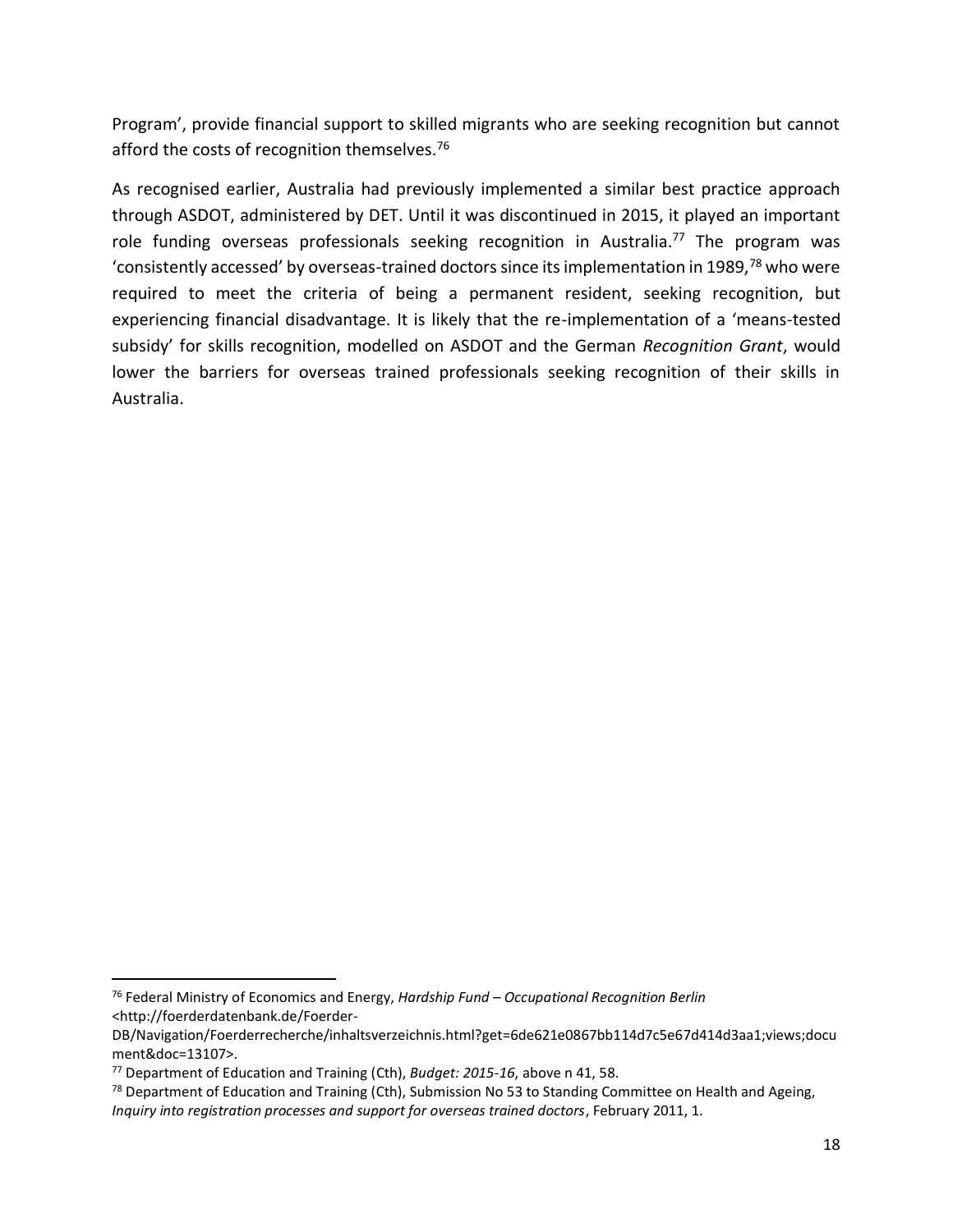Program', provide financial support to skilled migrants who are seeking recognition but cannot afford the costs of recognition themselves.[76]

As recognised earlier, Australia had previously implemented a similar best practice approach through ASDOT, administered by DET. Until it was discontinued in 2015, it played an important role funding overseas professionals seeking recognition in Australia.[77] The program was 'consistently accessed' by overseas-trained doctors since its implementation in 1989,[78] who were required to meet the criteria of being a permanent resident, seeking recognition, but experiencing financial disadvantage. It is likely that the re-implementation of a 'means-tested subsidy' for skills recognition, modelled on ASDOT and the German *Recognition Grant*, would lower the barriers for overseas trained professionals seeking recognition of their skills in Australia.

---

[76] Federal Ministry of Economics and Energy, *Hardship Fund – Occupational Recognition Berlin* <http://foerderdatenbank.de/Foerder-DB/Navigation/Foerderrecherche/inhaltsverzeichnis.html?get=6de621e0867bb114d7c5e67d414d3aa1;views;document&doc=13107>.

[77] Department of Education and Training (Cth), *Budget: 2015-16*, above n 41, 58.

[78] Department of Education and Training (Cth), Submission No 53 to Standing Committee on Health and Ageing, *Inquiry into registration processes and support for overseas trained doctors*, February 2011, 1.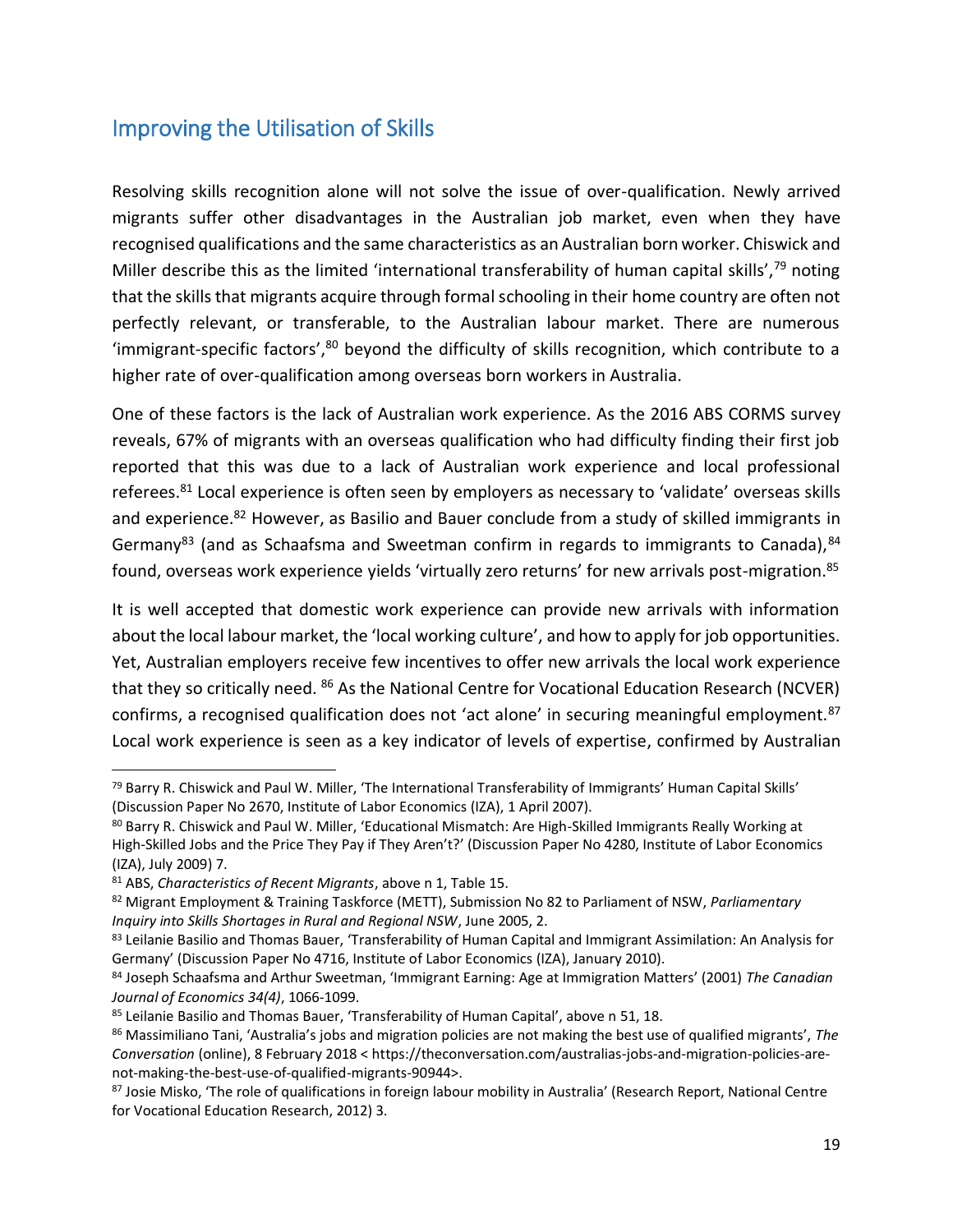## Improving the Utilisation of Skills

Resolving skills recognition alone will not solve the issue of over-qualification. Newly arrived migrants suffer other disadvantages in the Australian job market, even when they have recognised qualifications and the same characteristics as an Australian born worker. Chiswick and Miller describe this as the limited 'international transferability of human capital skills',[79] noting that the skills that migrants acquire through formal schooling in their home country are often not perfectly relevant, or transferable, to the Australian labour market. There are numerous 'immigrant-specific factors',[80] beyond the difficulty of skills recognition, which contribute to a higher rate of over-qualification among overseas born workers in Australia.

One of these factors is the lack of Australian work experience. As the 2016 ABS CORMS survey reveals, 67% of migrants with an overseas qualification who had difficulty finding their first job reported that this was due to a lack of Australian work experience and local professional referees.[81] Local experience is often seen by employers as necessary to 'validate' overseas skills and experience.[82] However, as Basilio and Bauer conclude from a study of skilled immigrants in Germany[83] (and as Schaafsma and Sweetman confirm in regards to immigrants to Canada),[84] found, overseas work experience yields 'virtually zero returns' for new arrivals post-migration.[85]

It is well accepted that domestic work experience can provide new arrivals with information about the local labour market, the 'local working culture', and how to apply for job opportunities. Yet, Australian employers receive few incentives to offer new arrivals the local work experience that they so critically need. [86] As the National Centre for Vocational Education Research (NCVER) confirms, a recognised qualification does not 'act alone' in securing meaningful employment.[87] Local work experience is seen as a key indicator of levels of expertise, confirmed by Australian

---

[79] Barry R. Chiswick and Paul W. Miller, 'The International Transferability of Immigrants' Human Capital Skills' (Discussion Paper No 2670, Institute of Labor Economics (IZA), 1 April 2007).

[80] Barry R. Chiswick and Paul W. Miller, 'Educational Mismatch: Are High-Skilled Immigrants Really Working at High-Skilled Jobs and the Price They Pay if They Aren't?' (Discussion Paper No 4280, Institute of Labor Economics (IZA), July 2009) 7.

[81] ABS, *Characteristics of Recent Migrants*, above n 1, Table 15.

[82] Migrant Employment & Training Taskforce (METT), Submission No 82 to Parliament of NSW, *Parliamentary Inquiry into Skills Shortages in Rural and Regional NSW*, June 2005, 2.

[83] Leilanie Basilio and Thomas Bauer, 'Transferability of Human Capital and Immigrant Assimilation: An Analysis for Germany' (Discussion Paper No 4716, Institute of Labor Economics (IZA), January 2010).

[84] Joseph Schaafsma and Arthur Sweetman, 'Immigrant Earning: Age at Immigration Matters' (2001) *The Canadian Journal of Economics 34(4)*, 1066-1099.

[85] Leilanie Basilio and Thomas Bauer, 'Transferability of Human Capital', above n 51, 18.

[86] Massimiliano Tani, 'Australia's jobs and migration policies are not making the best use of qualified migrants', *The Conversation* (online), 8 February 2018 < https://theconversation.com/australias-jobs-and-migration-policies-are-not-making-the-best-use-of-qualified-migrants-90944>.

[87] Josie Misko, 'The role of qualifications in foreign labour mobility in Australia' (Research Report, National Centre for Vocational Education Research, 2012) 3.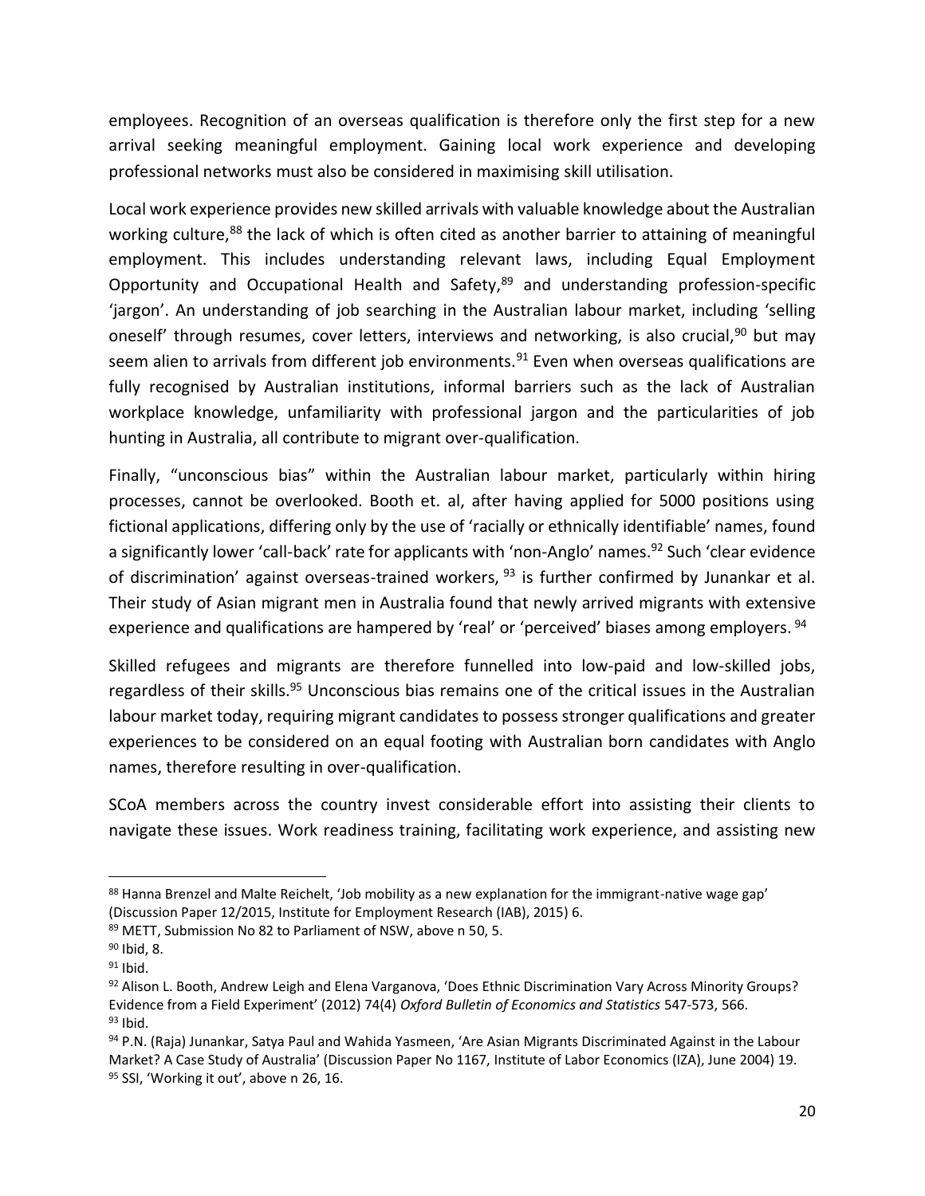employees. Recognition of an overseas qualification is therefore only the first step for a new arrival seeking meaningful employment. Gaining local work experience and developing professional networks must also be considered in maximising skill utilisation.

Local work experience provides new skilled arrivals with valuable knowledge about the Australian working culture,[88] the lack of which is often cited as another barrier to attaining of meaningful employment. This includes understanding relevant laws, including Equal Employment Opportunity and Occupational Health and Safety,[89] and understanding profession-specific 'jargon'. An understanding of job searching in the Australian labour market, including 'selling oneself' through resumes, cover letters, interviews and networking, is also crucial,[90] but may seem alien to arrivals from different job environments.[91] Even when overseas qualifications are fully recognised by Australian institutions, informal barriers such as the lack of Australian workplace knowledge, unfamiliarity with professional jargon and the particularities of job hunting in Australia, all contribute to migrant over-qualification.

Finally, "unconscious bias" within the Australian labour market, particularly within hiring processes, cannot be overlooked. Booth et. al, after having applied for 5000 positions using fictional applications, differing only by the use of 'racially or ethnically identifiable' names, found a significantly lower 'call-back' rate for applicants with 'non-Anglo' names.[92] Such 'clear evidence of discrimination' against overseas-trained workers, [93] is further confirmed by Junankar et al. Their study of Asian migrant men in Australia found that newly arrived migrants with extensive experience and qualifications are hampered by 'real' or 'perceived' biases among employers. [94]

Skilled refugees and migrants are therefore funnelled into low-paid and low-skilled jobs, regardless of their skills.[95] Unconscious bias remains one of the critical issues in the Australian labour market today, requiring migrant candidates to possess stronger qualifications and greater experiences to be considered on an equal footing with Australian born candidates with Anglo names, therefore resulting in over-qualification.

SCoA members across the country invest considerable effort into assisting their clients to navigate these issues. Work readiness training, facilitating work experience, and assisting new

---

[88] Hanna Brenzel and Malte Reichelt, 'Job mobility as a new explanation for the immigrant-native wage gap' (Discussion Paper 12/2015, Institute for Employment Research (IAB), 2015) 6.

[89] METT, Submission No 82 to Parliament of NSW, above n 50, 5.

[90] Ibid, 8.

[91] Ibid.

[92] Alison L. Booth, Andrew Leigh and Elena Varganova, 'Does Ethnic Discrimination Vary Across Minority Groups? Evidence from a Field Experiment' (2012) 74(4) *Oxford Bulletin of Economics and Statistics* 547-573, 566.

[93] Ibid.

[94] P.N. (Raja) Junankar, Satya Paul and Wahida Yasmeen, 'Are Asian Migrants Discriminated Against in the Labour Market? A Case Study of Australia' (Discussion Paper No 1167, Institute of Labor Economics (IZA), June 2004) 19.

[95] SSI, 'Working it out', above n 26, 16.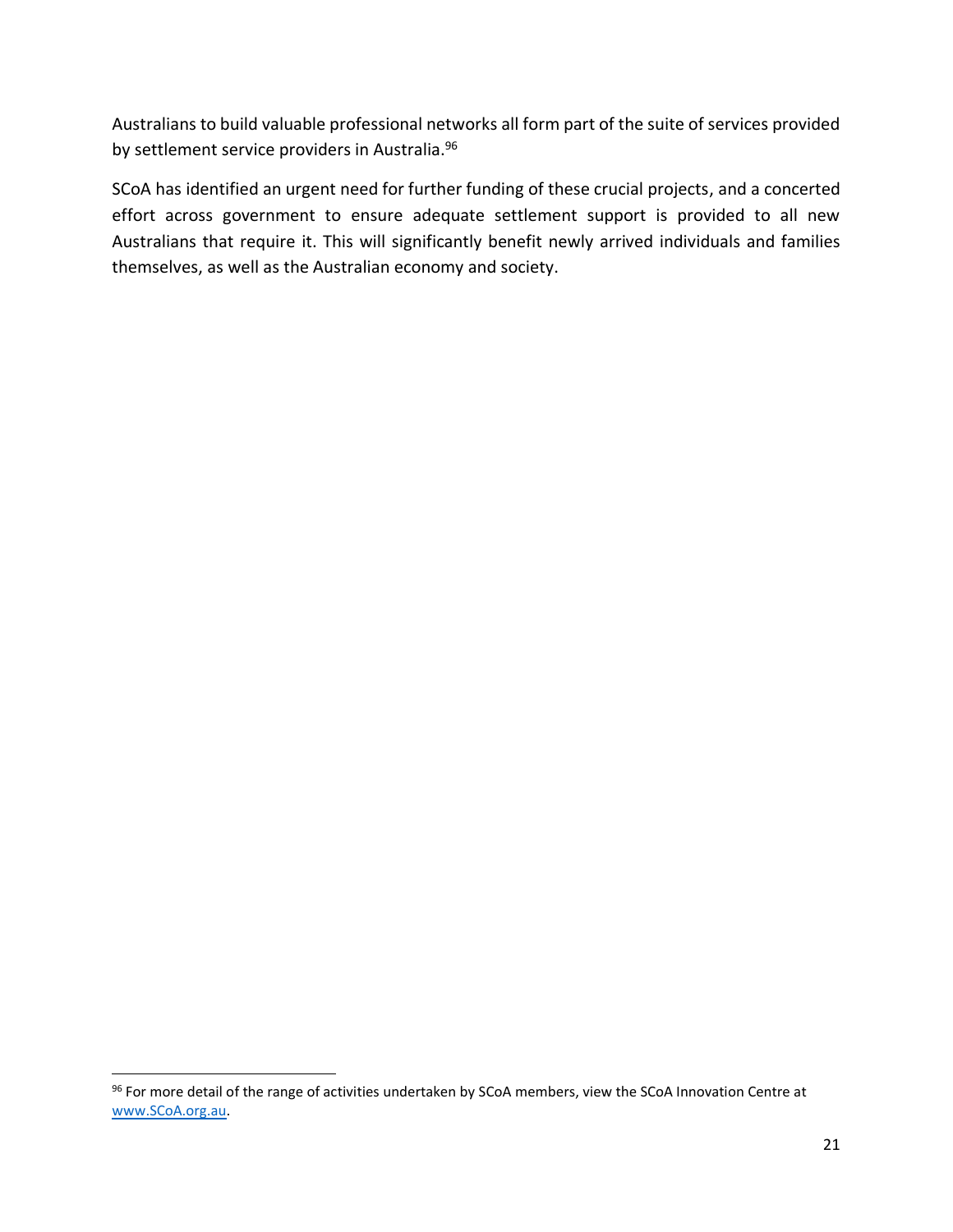Australians to build valuable professional networks all form part of the suite of services provided by settlement service providers in Australia.[96]

SCoA has identified an urgent need for further funding of these crucial projects, and a concerted effort across government to ensure adequate settlement support is provided to all new Australians that require it. This will significantly benefit newly arrived individuals and families themselves, as well as the Australian economy and society.

---

[96] For more detail of the range of activities undertaken by SCoA members, view the SCoA Innovation Centre at www.SCoA.org.au.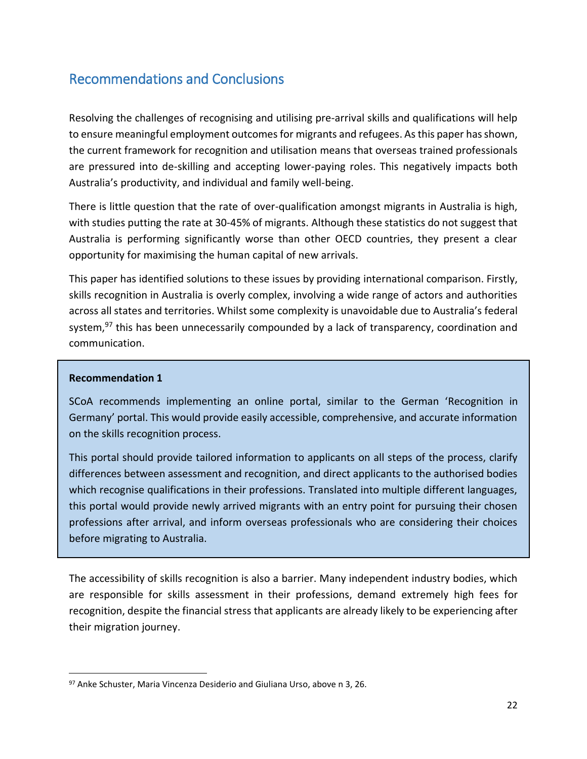## Recommendations and Conclusions

Resolving the challenges of recognising and utilising pre-arrival skills and qualifications will help to ensure meaningful employment outcomes for migrants and refugees. As this paper has shown, the current framework for recognition and utilisation means that overseas trained professionals are pressured into de-skilling and accepting lower-paying roles. This negatively impacts both Australia's productivity, and individual and family well-being.

There is little question that the rate of over-qualification amongst migrants in Australia is high, with studies putting the rate at 30-45% of migrants. Although these statistics do not suggest that Australia is performing significantly worse than other OECD countries, they present a clear opportunity for maximising the human capital of new arrivals.

This paper has identified solutions to these issues by providing international comparison. Firstly, skills recognition in Australia is overly complex, involving a wide range of actors and authorities across all states and territories. Whilst some complexity is unavoidable due to Australia's federal system,[97] this has been unnecessarily compounded by a lack of transparency, coordination and communication.

> **Recommendation 1**
>
> SCoA recommends implementing an online portal, similar to the German 'Recognition in Germany' portal. This would provide easily accessible, comprehensive, and accurate information on the skills recognition process.
>
> This portal should provide tailored information to applicants on all steps of the process, clarify differences between assessment and recognition, and direct applicants to the authorised bodies which recognise qualifications in their professions. Translated into multiple different languages, this portal would provide newly arrived migrants with an entry point for pursuing their chosen professions after arrival, and inform overseas professionals who are considering their choices before migrating to Australia.

The accessibility of skills recognition is also a barrier. Many independent industry bodies, which are responsible for skills assessment in their professions, demand extremely high fees for recognition, despite the financial stress that applicants are already likely to be experiencing after their migration journey.

---

[97] Anke Schuster, Maria Vincenza Desiderio and Giuliana Urso, above n 3, 26.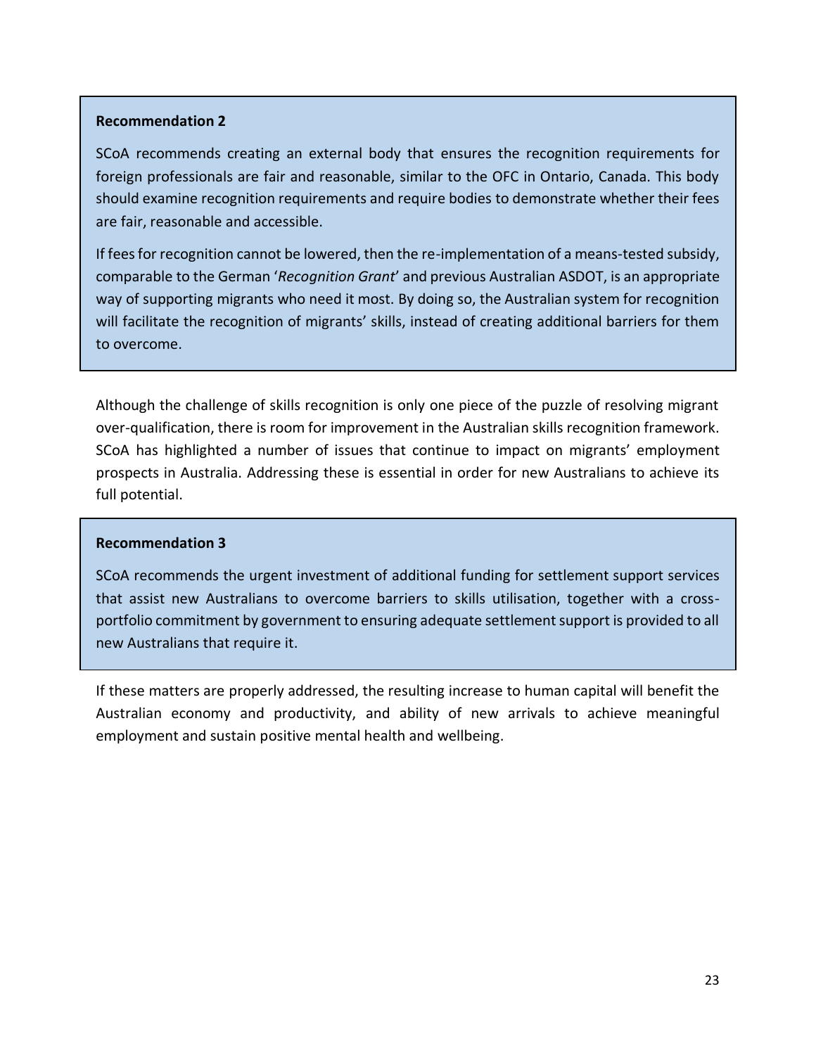**Recommendation 2**

SCoA recommends creating an external body that ensures the recognition requirements for foreign professionals are fair and reasonable, similar to the OFC in Ontario, Canada. This body should examine recognition requirements and require bodies to demonstrate whether their fees are fair, reasonable and accessible.

If fees for recognition cannot be lowered, then the re-implementation of a means-tested subsidy, comparable to the German '*Recognition Grant*' and previous Australian ASDOT, is an appropriate way of supporting migrants who need it most. By doing so, the Australian system for recognition will facilitate the recognition of migrants' skills, instead of creating additional barriers for them to overcome.

Although the challenge of skills recognition is only one piece of the puzzle of resolving migrant over-qualification, there is room for improvement in the Australian skills recognition framework. SCoA has highlighted a number of issues that continue to impact on migrants' employment prospects in Australia. Addressing these is essential in order for new Australians to achieve its full potential.

**Recommendation 3**

SCoA recommends the urgent investment of additional funding for settlement support services that assist new Australians to overcome barriers to skills utilisation, together with a cross-portfolio commitment by government to ensuring adequate settlement support is provided to all new Australians that require it.

If these matters are properly addressed, the resulting increase to human capital will benefit the Australian economy and productivity, and ability of new arrivals to achieve meaningful employment and sustain positive mental health and wellbeing.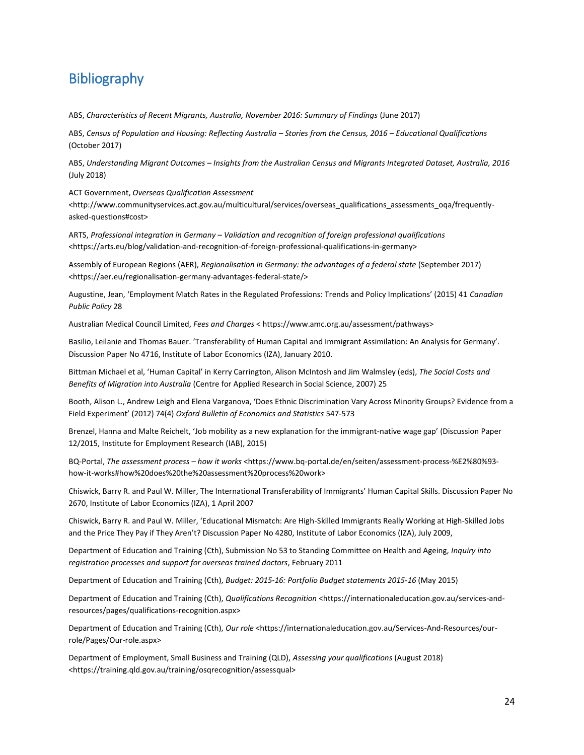# Bibliography

ABS, *Characteristics of Recent Migrants, Australia, November 2016: Summary of Findings* (June 2017)

ABS, *Census of Population and Housing: Reflecting Australia – Stories from the Census, 2016 – Educational Qualifications* (October 2017)

ABS, *Understanding Migrant Outcomes – Insights from the Australian Census and Migrants Integrated Dataset, Australia, 2016* (July 2018)

ACT Government, *Overseas Qualification Assessment* <http://www.communityservices.act.gov.au/multicultural/services/overseas_qualifications_assessments_oqa/frequently-asked-questions#cost>

ARTS, *Professional integration in Germany – Validation and recognition of foreign professional qualifications* <https://arts.eu/blog/validation-and-recognition-of-foreign-professional-qualifications-in-germany>

Assembly of European Regions (AER), *Regionalisation in Germany: the advantages of a federal state* (September 2017) <https://aer.eu/regionalisation-germany-advantages-federal-state/>

Augustine, Jean, 'Employment Match Rates in the Regulated Professions: Trends and Policy Implications' (2015) 41 *Canadian Public Policy* 28

Australian Medical Council Limited, *Fees and Charges* < https://www.amc.org.au/assessment/pathways>

Basilio, Leilanie and Thomas Bauer. 'Transferability of Human Capital and Immigrant Assimilation: An Analysis for Germany'. Discussion Paper No 4716, Institute of Labor Economics (IZA), January 2010.

Bittman Michael et al, 'Human Capital' in Kerry Carrington, Alison McIntosh and Jim Walmsley (eds), *The Social Costs and Benefits of Migration into Australia* (Centre for Applied Research in Social Science, 2007) 25

Booth, Alison L., Andrew Leigh and Elena Varganova, 'Does Ethnic Discrimination Vary Across Minority Groups? Evidence from a Field Experiment' (2012) 74(4) *Oxford Bulletin of Economics and Statistics* 547-573

Brenzel, Hanna and Malte Reichelt, 'Job mobility as a new explanation for the immigrant-native wage gap' (Discussion Paper 12/2015, Institute for Employment Research (IAB), 2015)

BQ-Portal, *The assessment process – how it works* <https://www.bq-portal.de/en/seiten/assessment-process-%E2%80%93-how-it-works#how%20does%20the%20assessment%20process%20work>

Chiswick, Barry R. and Paul W. Miller, The International Transferability of Immigrants' Human Capital Skills. Discussion Paper No 2670, Institute of Labor Economics (IZA), 1 April 2007

Chiswick, Barry R. and Paul W. Miller, 'Educational Mismatch: Are High-Skilled Immigrants Really Working at High-Skilled Jobs and the Price They Pay if They Aren't? Discussion Paper No 4280, Institute of Labor Economics (IZA), July 2009,

Department of Education and Training (Cth), Submission No 53 to Standing Committee on Health and Ageing, *Inquiry into registration processes and support for overseas trained doctors*, February 2011

Department of Education and Training (Cth), *Budget: 2015-16: Portfolio Budget statements 2015-16* (May 2015)

Department of Education and Training (Cth), *Qualifications Recognition* <https://internationaleducation.gov.au/services-and-resources/pages/qualifications-recognition.aspx>

Department of Education and Training (Cth), *Our role* <https://internationaleducation.gov.au/Services-And-Resources/our-role/Pages/Our-role.aspx>

Department of Employment, Small Business and Training (QLD), *Assessing your qualifications* (August 2018) <https://training.qld.gov.au/training/osqrecognition/assessqual>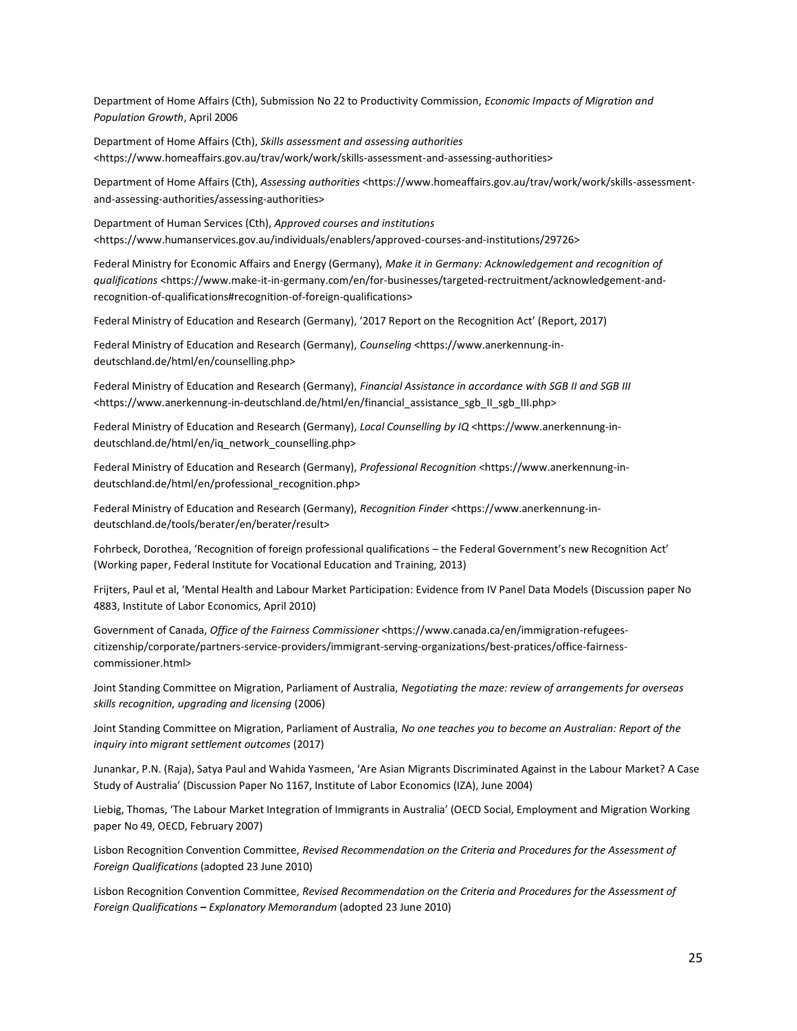Department of Home Affairs (Cth), Submission No 22 to Productivity Commission, *Economic Impacts of Migration and Population Growth*, April 2006

Department of Home Affairs (Cth), *Skills assessment and assessing authorities* <https://www.homeaffairs.gov.au/trav/work/work/skills-assessment-and-assessing-authorities>

Department of Home Affairs (Cth), *Assessing authorities* <https://www.homeaffairs.gov.au/trav/work/work/skills-assessment-and-assessing-authorities/assessing-authorities>

Department of Human Services (Cth), *Approved courses and institutions* <https://www.humanservices.gov.au/individuals/enablers/approved-courses-and-institutions/29726>

Federal Ministry for Economic Affairs and Energy (Germany), *Make it in Germany: Acknowledgement and recognition of qualifications* <https://www.make-it-in-germany.com/en/for-businesses/targeted-rectruitment/acknowledgement-and-recognition-of-qualifications#recognition-of-foreign-qualifications>

Federal Ministry of Education and Research (Germany), '2017 Report on the Recognition Act' (Report, 2017)

Federal Ministry of Education and Research (Germany), *Counseling* <https://www.anerkennung-in-deutschland.de/html/en/counselling.php>

Federal Ministry of Education and Research (Germany), *Financial Assistance in accordance with SGB II and SGB III* <https://www.anerkennung-in-deutschland.de/html/en/financial_assistance_sgb_II_sgb_III.php>

Federal Ministry of Education and Research (Germany), *Local Counselling by IQ* <https://www.anerkennung-in-deutschland.de/html/en/iq_network_counselling.php>

Federal Ministry of Education and Research (Germany), *Professional Recognition* <https://www.anerkennung-in-deutschland.de/html/en/professional_recognition.php>

Federal Ministry of Education and Research (Germany), *Recognition Finder* <https://www.anerkennung-in-deutschland.de/tools/berater/en/berater/result>

Fohrbeck, Dorothea, 'Recognition of foreign professional qualifications – the Federal Government's new Recognition Act' (Working paper, Federal Institute for Vocational Education and Training, 2013)

Frijters, Paul et al, 'Mental Health and Labour Market Participation: Evidence from IV Panel Data Models (Discussion paper No 4883, Institute of Labor Economics, April 2010)

Government of Canada, *Office of the Fairness Commissioner* <https://www.canada.ca/en/immigration-refugees-citizenship/corporate/partners-service-providers/immigrant-serving-organizations/best-pratices/office-fairness-commissioner.html>

Joint Standing Committee on Migration, Parliament of Australia, *Negotiating the maze: review of arrangements for overseas skills recognition, upgrading and licensing* (2006)

Joint Standing Committee on Migration, Parliament of Australia, *No one teaches you to become an Australian: Report of the inquiry into migrant settlement outcomes* (2017)

Junankar, P.N. (Raja), Satya Paul and Wahida Yasmeen, 'Are Asian Migrants Discriminated Against in the Labour Market? A Case Study of Australia' (Discussion Paper No 1167, Institute of Labor Economics (IZA), June 2004)

Liebig, Thomas, 'The Labour Market Integration of Immigrants in Australia' (OECD Social, Employment and Migration Working paper No 49, OECD, February 2007)

Lisbon Recognition Convention Committee, *Revised Recommendation on the Criteria and Procedures for the Assessment of Foreign Qualifications* (adopted 23 June 2010)

Lisbon Recognition Convention Committee, *Revised Recommendation on the Criteria and Procedures for the Assessment of Foreign Qualifications* **–** *Explanatory Memorandum* (adopted 23 June 2010)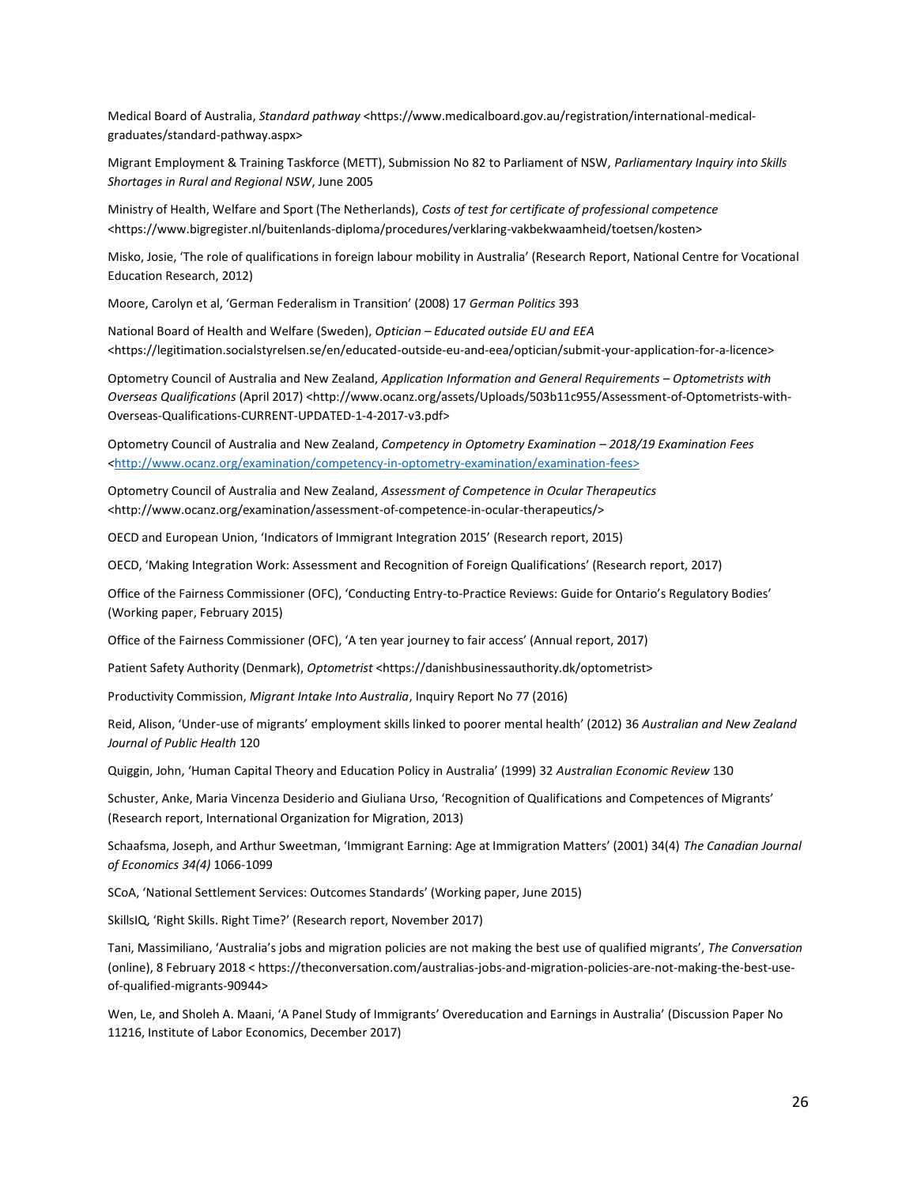Medical Board of Australia, *Standard pathway* <https://www.medicalboard.gov.au/registration/international-medical-graduates/standard-pathway.aspx>

Migrant Employment & Training Taskforce (METT), Submission No 82 to Parliament of NSW, *Parliamentary Inquiry into Skills Shortages in Rural and Regional NSW*, June 2005

Ministry of Health, Welfare and Sport (The Netherlands), *Costs of test for certificate of professional competence* <https://www.bigregister.nl/buitenlands-diploma/procedures/verklaring-vakbekwaamheid/toetsen/kosten>

Misko, Josie, 'The role of qualifications in foreign labour mobility in Australia' (Research Report, National Centre for Vocational Education Research, 2012)

Moore, Carolyn et al, 'German Federalism in Transition' (2008) 17 *German Politics* 393

National Board of Health and Welfare (Sweden), *Optician – Educated outside EU and EEA* <https://legitimation.socialstyrelsen.se/en/educated-outside-eu-and-eea/optician/submit-your-application-for-a-licence>

Optometry Council of Australia and New Zealand, *Application Information and General Requirements – Optometrists with Overseas Qualifications* (April 2017) <http://www.ocanz.org/assets/Uploads/503b11c955/Assessment-of-Optometrists-with-Overseas-Qualifications-CURRENT-UPDATED-1-4-2017-v3.pdf>

Optometry Council of Australia and New Zealand, *Competency in Optometry Examination – 2018/19 Examination Fees* <http://www.ocanz.org/examination/competency-in-optometry-examination/examination-fees>

Optometry Council of Australia and New Zealand, *Assessment of Competence in Ocular Therapeutics* <http://www.ocanz.org/examination/assessment-of-competence-in-ocular-therapeutics/>

OECD and European Union, 'Indicators of Immigrant Integration 2015' (Research report, 2015)

OECD, 'Making Integration Work: Assessment and Recognition of Foreign Qualifications' (Research report, 2017)

Office of the Fairness Commissioner (OFC), 'Conducting Entry-to-Practice Reviews: Guide for Ontario's Regulatory Bodies' (Working paper, February 2015)

Office of the Fairness Commissioner (OFC), 'A ten year journey to fair access' (Annual report, 2017)

Patient Safety Authority (Denmark), *Optometrist* <https://danishbusinessauthority.dk/optometrist>

Productivity Commission, *Migrant Intake Into Australia*, Inquiry Report No 77 (2016)

Reid, Alison, 'Under-use of migrants' employment skills linked to poorer mental health' (2012) 36 *Australian and New Zealand Journal of Public Health* 120

Quiggin, John, 'Human Capital Theory and Education Policy in Australia' (1999) 32 *Australian Economic Review* 130

Schuster, Anke, Maria Vincenza Desiderio and Giuliana Urso, 'Recognition of Qualifications and Competences of Migrants' (Research report, International Organization for Migration, 2013)

Schaafsma, Joseph, and Arthur Sweetman, 'Immigrant Earning: Age at Immigration Matters' (2001) 34(4) *The Canadian Journal of Economics 34(4)* 1066-1099

SCoA, 'National Settlement Services: Outcomes Standards' (Working paper, June 2015)

SkillsIQ, 'Right Skills. Right Time?' (Research report, November 2017)

Tani, Massimiliano, 'Australia's jobs and migration policies are not making the best use of qualified migrants', *The Conversation* (online), 8 February 2018 < https://theconversation.com/australias-jobs-and-migration-policies-are-not-making-the-best-use-of-qualified-migrants-90944>

Wen, Le, and Sholeh A. Maani, 'A Panel Study of Immigrants' Overeducation and Earnings in Australia' (Discussion Paper No 11216, Institute of Labor Economics, December 2017)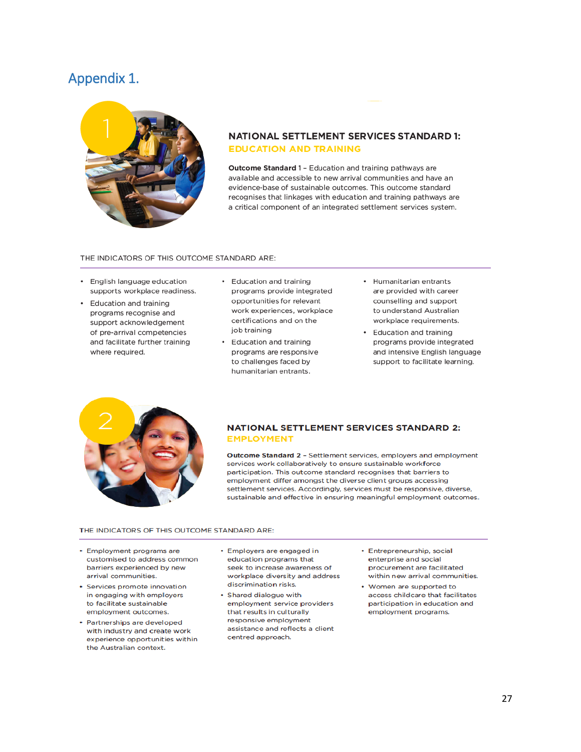# Appendix 1.

1

## NATIONAL SETTLEMENT SERVICES STANDARD 1: EDUCATION AND TRAINING

**Outcome Standard** 1 – Education and training pathways are available and accessible to new arrival communities and have an evidence-base of sustainable outcomes. This outcome standard recognises that linkages with education and training pathways are a critical component of an integrated settlement services system.

THE INDICATORS OF THIS OUTCOME STANDARD ARE:

- English language education supports workplace readiness.
- Education and training programs recognise and support acknowledgement of pre-arrival competencies and facilitate further training where required.
- Education and training programs provide integrated opportunities for relevant work experiences, workplace certifications and on the job training
- Education and training programs are responsive to challenges faced by humanitarian entrants.
- Humanitarian entrants are provided with career counselling and support to understand Australian workplace requirements.
- Education and training programs provide integrated and intensive English language support to facilitate learning.

2

## NATIONAL SETTLEMENT SERVICES STANDARD 2: EMPLOYMENT

**Outcome Standard 2** – Settlement services, employers and employment services work collaboratively to ensure sustainable workforce participation. This outcome standard recognises that barriers to employment differ amongst the diverse client groups accessing settlement services. Accordingly, services must be responsive, diverse, sustainable and effective in ensuring meaningful employment outcomes.

THE INDICATORS OF THIS OUTCOME STANDARD ARE:

- Employment programs are customised to address common barriers experienced by new arrival communities.
- Services promote innovation in engaging with employers to facilitate sustainable employment outcomes.
- Partnerships are developed with industry and create work experience opportunities within the Australian context.
- Employers are engaged in education programs that seek to increase awareness of workplace diversity and address discrimination risks.
- Shared dialogue with employment service providers that results in culturally responsive employment assistance and reflects a client centred approach.
- Entrepreneurship, social enterprise and social procurement are facilitated within new arrival communities.
- Women are supported to access childcare that facilitates participation in education and employment programs.